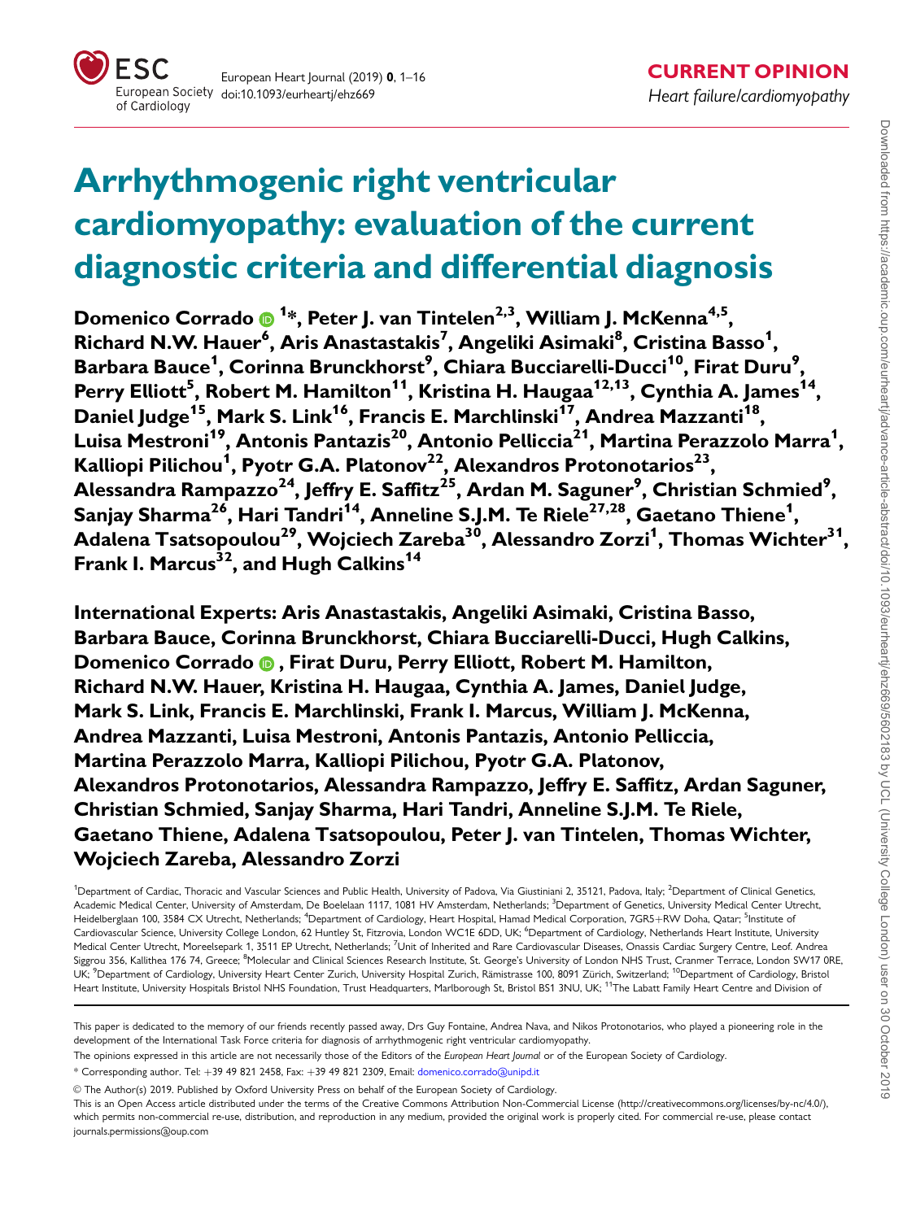CURRENT OPINION

*Heart failure/cardiomyopathy*

# Arrhythmogenic right ventricular cardiomyopathy: evaluation of the current diagnostic criteria and differential diagnosis

**Domenico Corrado[1]*, Peter J. van Tintelen[2,3], William J. McKenna[4,5], Richard N.W. Hauer[6], Aris Anastastakis[7], Angeliki Asimaki[8], Cristina Basso[1], Barbara Bauce[1], Corinna Brunckhorst[9], Chiara Bucciarelli-Ducci[10], Firat Duru[9], Perry Elliott[5], Robert M. Hamilton[11], Kristina H. Haugaa[12,13], Cynthia A. James[14], Daniel Judge[15], Mark S. Link[16], Francis E. Marchlinski[17], Andrea Mazzanti[18], Luisa Mestroni[19], Antonis Pantazis[20], Antonio Pelliccia[21], Martina Perazzolo Marra[1], Kalliopi Pilichou[1], Pyotr G.A. Platonov[22], Alexandros Protonotarios[23], Alessandra Rampazzo[24], Jeffry E. Saffitz[25], Ardan M. Saguner[9], Christian Schmied[9], Sanjay Sharma[26], Hari Tandri[14], Anneline S.J.M. Te Riele[27,28], Gaetano Thiene[1], Adalena Tsatsopoulou[29], Wojciech Zareba[30], Alessandro Zorzi[1], Thomas Wichter[31], Frank I. Marcus[32], and Hugh Calkins[14]**

**International Experts: Aris Anastastakis, Angeliki Asimaki, Cristina Basso, Barbara Bauce, Corinna Brunckhorst, Chiara Bucciarelli-Ducci, Hugh Calkins, Domenico Corrado, Firat Duru, Perry Elliott, Robert M. Hamilton, Richard N.W. Hauer, Kristina H. Haugaa, Cynthia A. James, Daniel Judge, Mark S. Link, Francis E. Marchlinski, Frank I. Marcus, William J. McKenna, Andrea Mazzanti, Luisa Mestroni, Antonis Pantazis, Antonio Pelliccia, Martina Perazzolo Marra, Kalliopi Pilichou, Pyotr G.A. Platonov, Alexandros Protonotarios, Alessandra Rampazzo, Jeffry E. Saffitz, Ardan Saguner, Christian Schmied, Sanjay Sharma, Hari Tandri, Anneline S.J.M. Te Riele, Gaetano Thiene, Adalena Tsatsopoulou, Peter J. van Tintelen, Thomas Wichter, Wojciech Zareba, Alessandro Zorzi**

[1]Department of Cardiac, Thoracic and Vascular Sciences and Public Health, University of Padova, Via Giustiniani 2, 35121, Padova, Italy; [2]Department of Clinical Genetics, Academic Medical Center, University of Amsterdam, De Boelelaan 1117, 1081 HV Amsterdam, Netherlands; [3]Department of Genetics, University Medical Center Utrecht, Heidelberglaan 100, 3584 CX Utrecht, Netherlands; [4]Department of Cardiology, Heart Hospital, Hamad Medical Corporation, 7GR5+RW Doha, Qatar; [5]Institute of Cardiovascular Science, University College London, 62 Huntley St, Fitzrovia, London WC1E 6DD, UK; [6]Department of Cardiology, Netherlands Heart Institute, University Medical Center Utrecht, Moreelsepark 1, 3511 EP Utrecht, Netherlands; [7]Unit of Inherited and Rare Cardiovascular Diseases, Onassis Cardiac Surgery Centre, Leof. Andrea Siggrou 356, Kallithea 176 74, Greece; [8]Molecular and Clinical Sciences Research Institute, St. George's University of London NHS Trust, Cranmer Terrace, London SW17 0RE, UK; [9]Department of Cardiology, University Heart Center Zurich, University Hospital Zurich, Rämistrasse 100, 8091 Zürich, Switzerland; [10]Department of Cardiology, Bristol Heart Institute, University Hospitals Bristol NHS Foundation, Trust Headquarters, Marlborough St, Bristol BS1 3NU, UK; [11]The Labatt Family Heart Centre and Division of

This paper is dedicated to the memory of our friends recently passed away, Drs Guy Fontaine, Andrea Nava, and Nikos Protonotarios, who played a pioneering role in the development of the International Task Force criteria for diagnosis of arrhythmogenic right ventricular cardiomyopathy.

The opinions expressed in this article are not necessarily those of the Editors of the *European Heart Journal* or of the European Society of Cardiology.

* Corresponding author. Tel: +39 49 821 2458, Fax: +39 49 821 2309, Email: domenico.corrado@unipd.it

© The Author(s) 2019. Published by Oxford University Press on behalf of the European Society of Cardiology.

This is an Open Access article distributed under the terms of the Creative Commons Attribution Non-Commercial License (http://creativecommons.org/licenses/by-nc/4.0/), which permits non-commercial re-use, distribution, and reproduction in any medium, provided the original work is properly cited. For commercial re-use, please contact journals.permissions@oup.com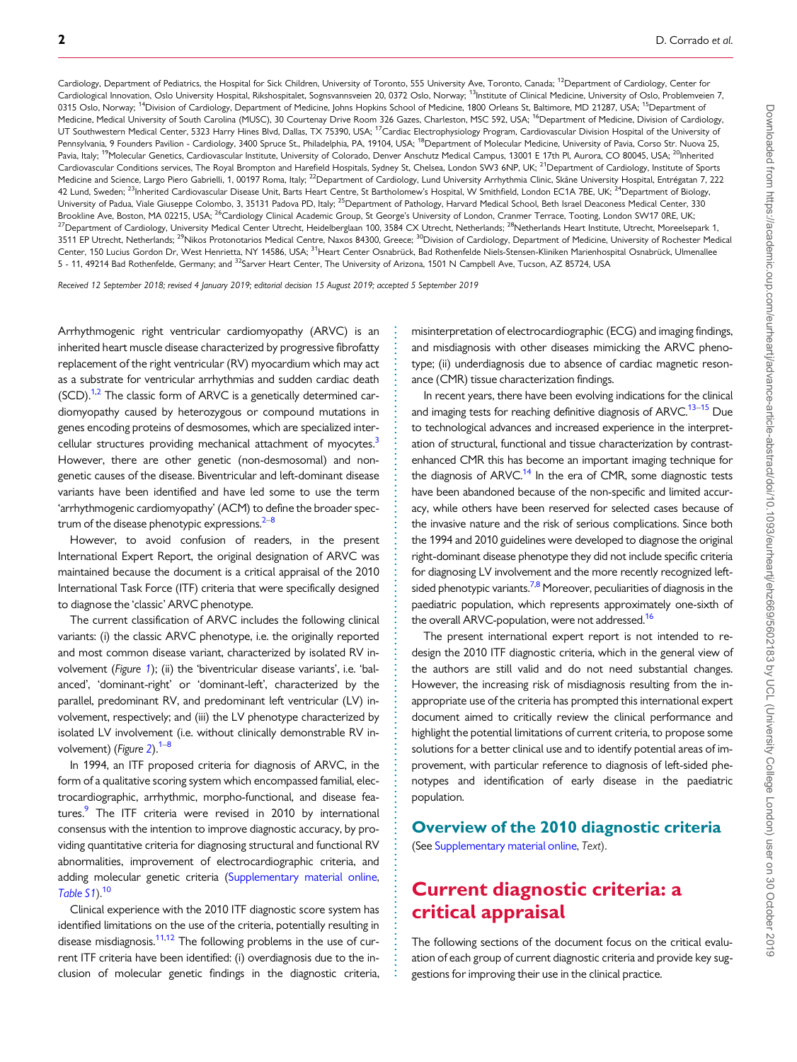Cardiology, Department of Pediatrics, the Hospital for Sick Children, University of Toronto, 555 University Ave, Toronto, Canada; [12]Department of Cardiology, Center for Cardiological Innovation, Oslo University Hospital, Rikshospitalet, Sognsvannsveien 20, 0372 Oslo, Norway; [13]Institute of Clinical Medicine, University of Oslo, Problemveien 7, 0315 Oslo, Norway; [14]Division of Cardiology, Department of Medicine, Johns Hopkins School of Medicine, 1800 Orleans St, Baltimore, MD 21287, USA; [15]Department of Medicine, Medical University of South Carolina (MUSC), 30 Courtenay Drive Room 326 Gazes, Charleston, MSC 592, USA; [16]Department of Medicine, Division of Cardiology, UT Southwestern Medical Center, 5323 Harry Hines Blvd, Dallas, TX 75390, USA; [17]Cardiac Electrophysiology Program, Cardiovascular Division Hospital of the University of Pennsylvania, 9 Founders Pavilion - Cardiology, 3400 Spruce St., Philadelphia, PA, 19104, USA; [18]Department of Molecular Medicine, University of Pavia, Corso Str. Nuova 25, Pavia, Italy; [19]Molecular Genetics, Cardiovascular Institute, University of Colorado, Denver Anschutz Medical Campus, 13001 E 17th Pl, Aurora, CO 80045, USA; [20]Inherited Cardiovascular Conditions services, The Royal Brompton and Harefield Hospitals, Sydney St, Chelsea, London SW3 6NP, UK; [21]Department of Cardiology, Institute of Sports Medicine and Science, Largo Piero Gabrielli, 1, 00197 Roma, Italy; [22]Department of Cardiology, Lund University Arrhythmia Clinic, Skåne University Hospital, Entrégatan 7, 222 42 Lund, Sweden; [23]Inherited Cardiovascular Disease Unit, Barts Heart Centre, St Bartholomew's Hospital, W Smithfield, London EC1A 7BE, UK; [24]Department of Biology, University of Padua, Viale Giuseppe Colombo, 3, 35131 Padova PD, Italy; [25]Department of Pathology, Harvard Medical School, Beth Israel Deaconess Medical Center, 330 Brookline Ave, Boston, MA 02215, USA; [26]Cardiology Clinical Academic Group, St George's University of London, Cranmer Terrace, Tooting, London SW17 0RE, UK; [27]Department of Cardiology, University Medical Center Utrecht, Heidelberglaan 100, 3584 CX Utrecht, Netherlands; [28]Netherlands Heart Institute, Utrecht, Moreelsepark 1, 3511 EP Utrecht, Netherlands; [29]Nikos Protonotarios Medical Centre, Naxos 84300, Greece; [30]Division of Cardiology, Department of Medicine, University of Rochester Medical Center, 150 Lucius Gordon Dr, West Henrietta, NY 14586, USA; [31]Heart Center Osnabrück, Bad Rothenfelde Niels-Stensen-Kliniken Marienhospital Osnabrück, Ulmenallee 5 - 11, 49214 Bad Rothenfelde, Germany; and [32]Sarver Heart Center, The University of Arizona, 1501 N Campbell Ave, Tucson, AZ 85724, USA

*Received 12 September 2018; revised 4 January 2019; editorial decision 15 August 2019; accepted 5 September 2019*

Arrhythmogenic right ventricular cardiomyopathy (ARVC) is an inherited heart muscle disease characterized by progressive fibrofatty replacement of the right ventricular (RV) myocardium which may act as a substrate for ventricular arrhythmias and sudden cardiac death (SCD).[1,2] The classic form of ARVC is a genetically determined cardiomyopathy caused by heterozygous or compound mutations in genes encoding proteins of desmosomes, which are specialized intercellular structures providing mechanical attachment of myocytes.[3] However, there are other genetic (non-desmosomal) and non-genetic causes of the disease. Biventricular and left-dominant disease variants have been identified and have led some to use the term 'arrhythmogenic cardiomyopathy' (ACM) to define the broader spectrum of the disease phenotypic expressions.[2–8]

However, to avoid confusion of readers, in the present International Expert Report, the original designation of ARVC was maintained because the document is a critical appraisal of the 2010 International Task Force (ITF) criteria that were specifically designed to diagnose the 'classic' ARVC phenotype.

The current classification of ARVC includes the following clinical variants: (i) the classic ARVC phenotype, i.e. the originally reported and most common disease variant, characterized by isolated RV involvement (*Figure 1*); (ii) the 'biventricular disease variants', i.e. 'balanced', 'dominant-right' or 'dominant-left', characterized by the parallel, predominant RV, and predominant left ventricular (LV) involvement, respectively; and (iii) the LV phenotype characterized by isolated LV involvement (i.e. without clinically demonstrable RV involvement) (*Figure 2*).[1–8]

In 1994, an ITF proposed criteria for diagnosis of ARVC, in the form of a qualitative scoring system which encompassed familial, electrocardiographic, arrhythmic, morpho-functional, and disease features.[9] The ITF criteria were revised in 2010 by international consensus with the intention to improve diagnostic accuracy, by providing quantitative criteria for diagnosing structural and functional RV abnormalities, improvement of electrocardiographic criteria, and adding molecular genetic criteria (Supplementary material online, *Table S1*).[10]

Clinical experience with the 2010 ITF diagnostic score system has identified limitations on the use of the criteria, potentially resulting in disease misdiagnosis.[11,12] The following problems in the use of current ITF criteria have been identified: (i) overdiagnosis due to the inclusion of molecular genetic findings in the diagnostic criteria, misinterpretation of electrocardiographic (ECG) and imaging findings, and misdiagnosis with other diseases mimicking the ARVC phenotype; (ii) underdiagnosis due to absence of cardiac magnetic resonance (CMR) tissue characterization findings.

In recent years, there have been evolving indications for the clinical and imaging tests for reaching definitive diagnosis of ARVC.[13–15] Due to technological advances and increased experience in the interpretation of structural, functional and tissue characterization by contrast-enhanced CMR this has become an important imaging technique for the diagnosis of ARVC.[14] In the era of CMR, some diagnostic tests have been abandoned because of the non-specific and limited accuracy, while others have been reserved for selected cases because of the invasive nature and the risk of serious complications. Since both the 1994 and 2010 guidelines were developed to diagnose the original right-dominant disease phenotype they did not include specific criteria for diagnosing LV involvement and the more recently recognized left-sided phenotypic variants.[7,8] Moreover, peculiarities of diagnosis in the paediatric population, which represents approximately one-sixth of the overall ARVC-population, were not addressed.[16]

The present international expert report is not intended to re-design the 2010 ITF diagnostic criteria, which in the general view of the authors are still valid and do not need substantial changes. However, the increasing risk of misdiagnosis resulting from the inappropriate use of the criteria has prompted this international expert document aimed to critically review the clinical performance and highlight the potential limitations of current criteria, to propose some solutions for a better clinical use and to identify potential areas of improvement, with particular reference to diagnosis of left-sided phenotypes and identification of early disease in the paediatric population.

## Overview of the 2010 diagnostic criteria

(See Supplementary material online, *Text*).

# Current diagnostic criteria: a critical appraisal

The following sections of the document focus on the critical evaluation of each group of current diagnostic criteria and provide key suggestions for improving their use in the clinical practice.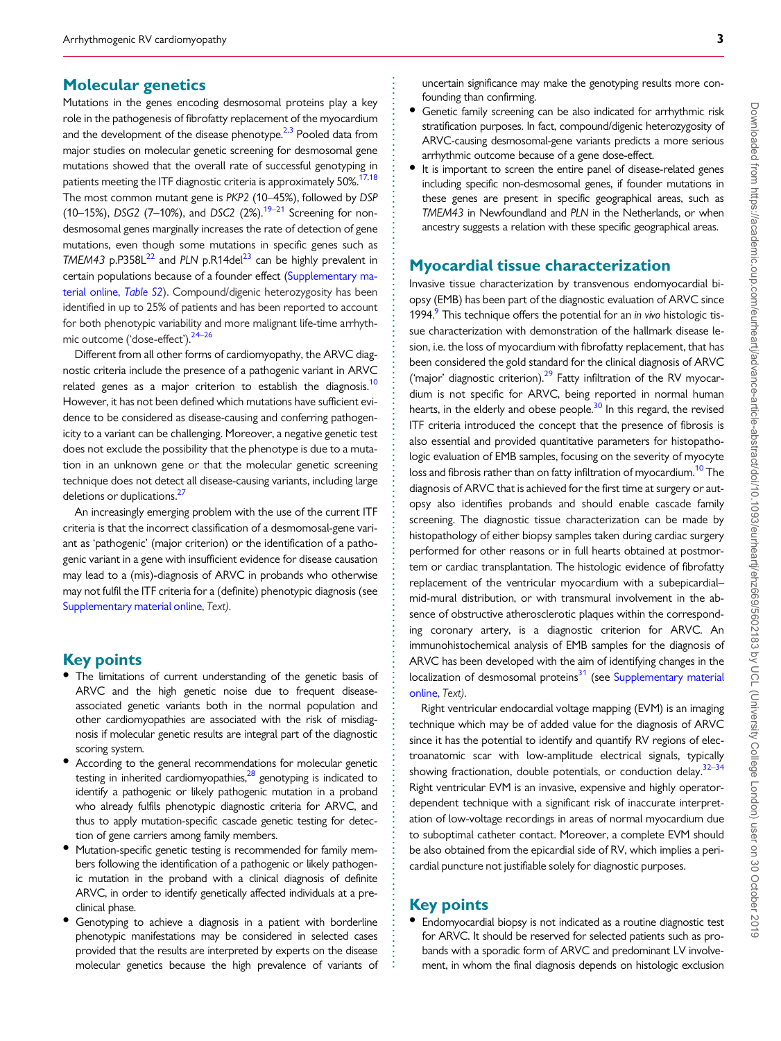## Molecular genetics

Mutations in the genes encoding desmosomal proteins play a key role in the pathogenesis of fibrofatty replacement of the myocardium and the development of the disease phenotype.[2,3] Pooled data from major studies on molecular genetic screening for desmosomal gene mutations showed that the overall rate of successful genotyping in patients meeting the ITF diagnostic criteria is approximately 50%.[17,18] The most common mutant gene is *PKP2* (10–45%), followed by *DSP* (10–15%), *DSG2* (7–10%), and *DSC2* (2%).[19–21] Screening for non-desmosomal genes marginally increases the rate of detection of gene mutations, even though some mutations in specific genes such as *TMEM43* p.P358L[22] and *PLN* p.R14del[23] can be highly prevalent in certain populations because of a founder effect (Supplementary material online, *Table S2*). Compound/digenic heterozygosity has been identified in up to 25% of patients and has been reported to account for both phenotypic variability and more malignant life-time arrhythmic outcome ('dose-effect').[24–26]

Different from all other forms of cardiomyopathy, the ARVC diagnostic criteria include the presence of a pathogenic variant in ARVC related genes as a major criterion to establish the diagnosis.[10] However, it has not been defined which mutations have sufficient evidence to be considered as disease-causing and conferring pathogenicity to a variant can be challenging. Moreover, a negative genetic test does not exclude the possibility that the phenotype is due to a mutation in an unknown gene or that the molecular genetic screening technique does not detect all disease-causing variants, including large deletions or duplications.[27]

An increasingly emerging problem with the use of the current ITF criteria is that the incorrect classification of a desmosomal-gene variant as 'pathogenic' (major criterion) or the identification of a pathogenic variant in a gene with insufficient evidence for disease causation may lead to a (mis)-diagnosis of ARVC in probands who otherwise may not fulfil the ITF criteria for a (definite) phenotypic diagnosis (see Supplementary material online, *Text*).

## Key points

- The limitations of current understanding of the genetic basis of ARVC and the high genetic noise due to frequent disease-associated genetic variants both in the normal population and other cardiomyopathies are associated with the risk of misdiagnosis if molecular genetic results are integral part of the diagnostic scoring system.
- According to the general recommendations for molecular genetic testing in inherited cardiomyopathies,[28] genotyping is indicated to identify a pathogenic or likely pathogenic mutation in a proband who already fulfils phenotypic diagnostic criteria for ARVC, and thus to apply mutation-specific cascade genetic testing for detection of gene carriers among family members.
- Mutation-specific genetic testing is recommended for family members following the identification of a pathogenic or likely pathogenic mutation in the proband with a clinical diagnosis of definite ARVC, in order to identify genetically affected individuals at a preclinical phase.
- Genotyping to achieve a diagnosis in a patient with borderline phenotypic manifestations may be considered in selected cases provided that the results are interpreted by experts on the disease molecular genetics because the high prevalence of variants of uncertain significance may make the genotyping results more confounding than confirming.
- Genetic family screening can be also indicated for arrhythmic risk stratification purposes. In fact, compound/digenic heterozygosity of ARVC-causing desmosomal-gene variants predicts a more serious arrhythmic outcome because of a gene dose-effect.
- It is important to screen the entire panel of disease-related genes including specific non-desmosomal genes, if founder mutations in these genes are present in specific geographical areas, such as *TMEM43* in Newfoundland and *PLN* in the Netherlands, or when ancestry suggests a relation with these specific geographical areas.

## Myocardial tissue characterization

Invasive tissue characterization by transvenous endomyocardial biopsy (EMB) has been part of the diagnostic evaluation of ARVC since 1994.[9] This technique offers the potential for an *in vivo* histologic tissue characterization with demonstration of the hallmark disease lesion, i.e. the loss of myocardium with fibrofatty replacement, that has been considered the gold standard for the clinical diagnosis of ARVC ('major' diagnostic criterion).[29] Fatty infiltration of the RV myocardium is not specific for ARVC, being reported in normal human hearts, in the elderly and obese people.[30] In this regard, the revised ITF criteria introduced the concept that the presence of fibrosis is also essential and provided quantitative parameters for histopathologic evaluation of EMB samples, focusing on the severity of myocyte loss and fibrosis rather than on fatty infiltration of myocardium.[10] The diagnosis of ARVC that is achieved for the first time at surgery or autopsy also identifies probands and should enable cascade family screening. The diagnostic tissue characterization can be made by histopathology of either biopsy samples taken during cardiac surgery performed for other reasons or in full hearts obtained at postmortem or cardiac transplantation. The histologic evidence of fibrofatty replacement of the ventricular myocardium with a subepicardial–mid-mural distribution, or with transmural involvement in the absence of obstructive atherosclerotic plaques within the corresponding coronary artery, is a diagnostic criterion for ARVC. An immunohistochemical analysis of EMB samples for the diagnosis of ARVC has been developed with the aim of identifying changes in the localization of desmosomal proteins[31] (see Supplementary material online, *Text*).

Right ventricular endocardial voltage mapping (EVM) is an imaging technique which may be of added value for the diagnosis of ARVC since it has the potential to identify and quantify RV regions of electroanatomic scar with low-amplitude electrical signals, typically showing fractionation, double potentials, or conduction delay.[32–34] Right ventricular EVM is an invasive, expensive and highly operator-dependent technique with a significant risk of inaccurate interpretation of low-voltage recordings in areas of normal myocardium due to suboptimal catheter contact. Moreover, a complete EVM should be also obtained from the epicardial side of RV, which implies a pericardial puncture not justifiable solely for diagnostic purposes.

## Key points

- Endomyocardial biopsy is not indicated as a routine diagnostic test for ARVC. It should be reserved for selected patients such as probands with a sporadic form of ARVC and predominant LV involvement, in whom the final diagnosis depends on histologic exclusion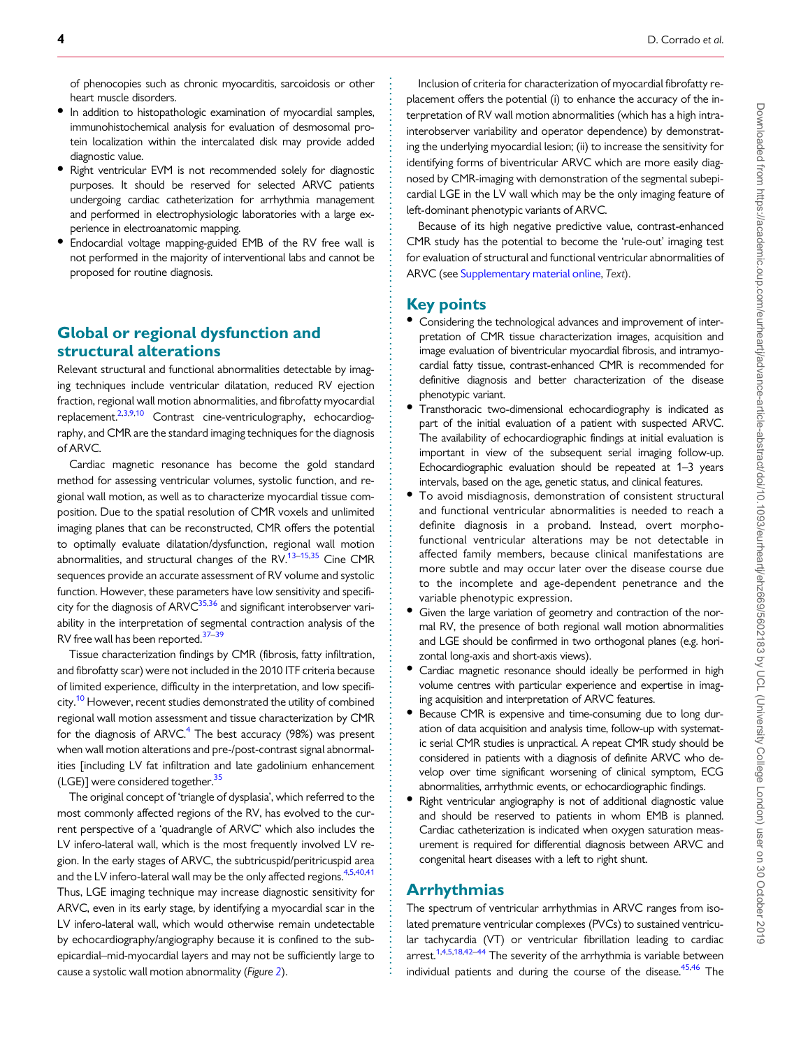of phenocopies such as chronic myocarditis, sarcoidosis or other heart muscle disorders.

- In addition to histopathologic examination of myocardial samples, immunohistochemical analysis for evaluation of desmosomal protein localization within the intercalated disk may provide added diagnostic value.
- Right ventricular EVM is not recommended solely for diagnostic purposes. It should be reserved for selected ARVC patients undergoing cardiac catheterization for arrhythmia management and performed in electrophysiologic laboratories with a large experience in electroanatomic mapping.
- Endocardial voltage mapping-guided EMB of the RV free wall is not performed in the majority of interventional labs and cannot be proposed for routine diagnosis.

## Global or regional dysfunction and structural alterations

Relevant structural and functional abnormalities detectable by imaging techniques include ventricular dilatation, reduced RV ejection fraction, regional wall motion abnormalities, and fibrofatty myocardial replacement.[2,3,9,10] Contrast cine-ventriculography, echocardiography, and CMR are the standard imaging techniques for the diagnosis of ARVC.

Cardiac magnetic resonance has become the gold standard method for assessing ventricular volumes, systolic function, and regional wall motion, as well as to characterize myocardial tissue composition. Due to the spatial resolution of CMR voxels and unlimited imaging planes that can be reconstructed, CMR offers the potential to optimally evaluate dilatation/dysfunction, regional wall motion abnormalities, and structural changes of the RV.[13–15,35] Cine CMR sequences provide an accurate assessment of RV volume and systolic function. However, these parameters have low sensitivity and specificity for the diagnosis of ARVC[35,36] and significant interobserver variability in the interpretation of segmental contraction analysis of the RV free wall has been reported.[37–39]

Tissue characterization findings by CMR (fibrosis, fatty infiltration, and fibrofatty scar) were not included in the 2010 ITF criteria because of limited experience, difficulty in the interpretation, and low specificity.[10] However, recent studies demonstrated the utility of combined regional wall motion assessment and tissue characterization by CMR for the diagnosis of ARVC.[4] The best accuracy (98%) was present when wall motion alterations and pre-/post-contrast signal abnormalities [including LV fat infiltration and late gadolinium enhancement (LGE)] were considered together.[35]

The original concept of 'triangle of dysplasia', which referred to the most commonly affected regions of the RV, has evolved to the current perspective of a 'quadrangle of ARVC' which also includes the LV infero-lateral wall, which is the most frequently involved LV region. In the early stages of ARVC, the subtricuspid/peritricuspid area and the LV infero-lateral wall may be the only affected regions.[4,5,40,41] Thus, LGE imaging technique may increase diagnostic sensitivity for ARVC, even in its early stage, by identifying a myocardial scar in the LV infero-lateral wall, which would otherwise remain undetectable by echocardiography/angiography because it is confined to the subepicardial–mid-myocardial layers and may not be sufficiently large to cause a systolic wall motion abnormality (*Figure 2*).

Inclusion of criteria for characterization of myocardial fibrofatty replacement offers the potential (i) to enhance the accuracy of the interpretation of RV wall motion abnormalities (which has a high intra-interobserver variability and operator dependence) by demonstrating the underlying myocardial lesion; (ii) to increase the sensitivity for identifying forms of biventricular ARVC which are more easily diagnosed by CMR-imaging with demonstration of the segmental subepicardial LGE in the LV wall which may be the only imaging feature of left-dominant phenotypic variants of ARVC.

Because of its high negative predictive value, contrast-enhanced CMR study has the potential to become the 'rule-out' imaging test for evaluation of structural and functional ventricular abnormalities of ARVC (see Supplementary material online, *Text*).

## Key points

- Considering the technological advances and improvement of interpretation of CMR tissue characterization images, acquisition and image evaluation of biventricular myocardial fibrosis, and intramyocardial fatty tissue, contrast-enhanced CMR is recommended for definitive diagnosis and better characterization of the disease phenotypic variant.
- Transthoracic two-dimensional echocardiography is indicated as part of the initial evaluation of a patient with suspected ARVC. The availability of echocardiographic findings at initial evaluation is important in view of the subsequent serial imaging follow-up. Echocardiographic evaluation should be repeated at 1–3 years intervals, based on the age, genetic status, and clinical features.
- To avoid misdiagnosis, demonstration of consistent structural and functional ventricular abnormalities is needed to reach a definite diagnosis in a proband. Instead, overt morpho-functional ventricular alterations may be not detectable in affected family members, because clinical manifestations are more subtle and may occur later over the disease course due to the incomplete and age-dependent penetrance and the variable phenotypic expression.
- Given the large variation of geometry and contraction of the normal RV, the presence of both regional wall motion abnormalities and LGE should be confirmed in two orthogonal planes (e.g. horizontal long-axis and short-axis views).
- Cardiac magnetic resonance should ideally be performed in high volume centres with particular experience and expertise in imaging acquisition and interpretation of ARVC features.
- Because CMR is expensive and time-consuming due to long duration of data acquisition and analysis time, follow-up with systematic serial CMR studies is unpractical. A repeat CMR study should be considered in patients with a diagnosis of definite ARVC who develop over time significant worsening of clinical symptom, ECG abnormalities, arrhythmic events, or echocardiographic findings.
- Right ventricular angiography is not of additional diagnostic value and should be reserved to patients in whom EMB is planned. Cardiac catheterization is indicated when oxygen saturation measurement is required for differential diagnosis between ARVC and congenital heart diseases with a left to right shunt.

## Arrhythmias

The spectrum of ventricular arrhythmias in ARVC ranges from isolated premature ventricular complexes (PVCs) to sustained ventricular tachycardia (VT) or ventricular fibrillation leading to cardiac arrest.[1,4,5,18,42–44] The severity of the arrhythmia is variable between individual patients and during the course of the disease.[45,46] The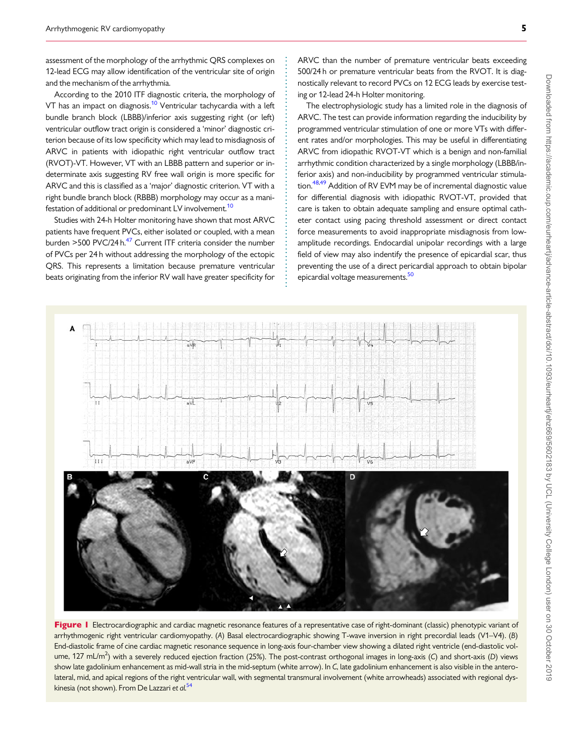assessment of the morphology of the arrhythmic QRS complexes on 12-lead ECG may allow identification of the ventricular site of origin and the mechanism of the arrhythmia.

According to the 2010 ITF diagnostic criteria, the morphology of VT has an impact on diagnosis.[10] Ventricular tachycardia with a left bundle branch block (LBBB)/inferior axis suggesting right (or left) ventricular outflow tract origin is considered a 'minor' diagnostic criterion because of its low specificity which may lead to misdiagnosis of ARVC in patients with idiopathic right ventricular outflow tract (RVOT)-VT. However, VT with an LBBB pattern and superior or indeterminate axis suggesting RV free wall origin is more specific for ARVC and this is classified as a 'major' diagnostic criterion. VT with a right bundle branch block (RBBB) morphology may occur as a manifestation of additional or predominant LV involvement.[10]

Studies with 24-h Holter monitoring have shown that most ARVC patients have frequent PVCs, either isolated or coupled, with a mean burden >500 PVC/24 h.[47] Current ITF criteria consider the number of PVCs per 24 h without addressing the morphology of the ectopic QRS. This represents a limitation because premature ventricular beats originating from the inferior RV wall have greater specificity for ARVC than the number of premature ventricular beats exceeding 500/24 h or premature ventricular beats from the RVOT. It is diagnostically relevant to record PVCs on 12 ECG leads by exercise testing or 12-lead 24-h Holter monitoring.

The electrophysiologic study has a limited role in the diagnosis of ARVC. The test can provide information regarding the inducibility by programmed ventricular stimulation of one or more VTs with different rates and/or morphologies. This may be useful in differentiating ARVC from idiopathic RVOT-VT which is a benign and non-familial arrhythmic condition characterized by a single morphology (LBBB/inferior axis) and non-inducibility by programmed ventricular stimulation.[48,49] Addition of RV EVM may be of incremental diagnostic value for differential diagnosis with idiopathic RVOT-VT, provided that care is taken to obtain adequate sampling and ensure optimal catheter contact using pacing threshold assessment or direct contact force measurements to avoid inappropriate misdiagnosis from low-amplitude recordings. Endocardial unipolar recordings with a large field of view may also indentify the presence of epicardial scar, thus preventing the use of a direct pericardial approach to obtain bipolar epicardial voltage measurements.[50]

**Figure 1** Electrocardiographic and cardiac magnetic resonance features of a representative case of right-dominant (classic) phenotypic variant of arrhythmogenic right ventricular cardiomyopathy. (*A*) Basal electrocardiographic showing T-wave inversion in right precordial leads (V1–V4). (*B*) End-diastolic frame of cine cardiac magnetic resonance sequence in long-axis four-chamber view showing a dilated right ventricle (end-diastolic volume, 127 mL/m$^2$) with a severely reduced ejection fraction (25%). The post-contrast orthogonal images in long-axis (*C*) and short-axis (*D*) views show late gadolinium enhancement as mid-wall stria in the mid-septum (white arrow). In *C*, late gadolinium enhancement is also visible in the antero-lateral, mid, and apical regions of the right ventricular wall, with segmental transmural involvement (white arrowheads) associated with regional dyskinesia (not shown). From De Lazzari *et al.*[54]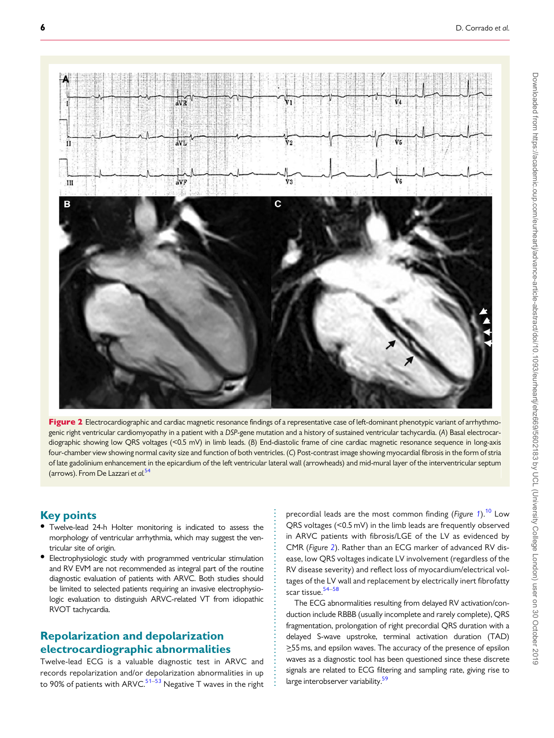**Figure 2** Electrocardiographic and cardiac magnetic resonance findings of a representative case of left-dominant phenotypic variant of arrhythmogenic right ventricular cardiomyopathy in a patient with a *DSP*-gene mutation and a history of sustained ventricular tachycardia. (*A*) Basal electrocardiographic showing low QRS voltages (<0.5 mV) in limb leads. (*B*) End-diastolic frame of cine cardiac magnetic resonance sequence in long-axis four-chamber view showing normal cavity size and function of both ventricles. (*C*) Post-contrast image showing myocardial fibrosis in the form of stria of late gadolinium enhancement in the epicardium of the left ventricular lateral wall (arrowheads) and mid-mural layer of the interventricular septum (arrows). From De Lazzari *et al.*[54]

## Key points

- Twelve-lead 24-h Holter monitoring is indicated to assess the morphology of ventricular arrhythmia, which may suggest the ventricular site of origin.
- Electrophysiologic study with programmed ventricular stimulation and RV EVM are not recommended as integral part of the routine diagnostic evaluation of patients with ARVC. Both studies should be limited to selected patients requiring an invasive electrophysiologic evaluation to distinguish ARVC-related VT from idiopathic RVOT tachycardia.

## Repolarization and depolarization electrocardiographic abnormalities

Twelve-lead ECG is a valuable diagnostic test in ARVC and records repolarization and/or depolarization abnormalities in up to 90% of patients with ARVC.[51–53] Negative T waves in the right precordial leads are the most common finding (*Figure 1*).[10] Low QRS voltages (<0.5 mV) in the limb leads are frequently observed in ARVC patients with fibrosis/LGE of the LV as evidenced by CMR (*Figure 2*). Rather than an ECG marker of advanced RV disease, low QRS voltages indicate LV involvement (regardless of the RV disease severity) and reflect loss of myocardium/electrical voltages of the LV wall and replacement by electrically inert fibrofatty scar tissue.[54–58]

The ECG abnormalities resulting from delayed RV activation/conduction include RBBB (usually incomplete and rarely complete), QRS fragmentation, prolongation of right precordial QRS duration with a delayed S-wave upstroke, terminal activation duration (TAD) ≥55 ms, and epsilon waves. The accuracy of the presence of epsilon waves as a diagnostic tool has been questioned since these discrete signals are related to ECG filtering and sampling rate, giving rise to large interobserver variability.[59]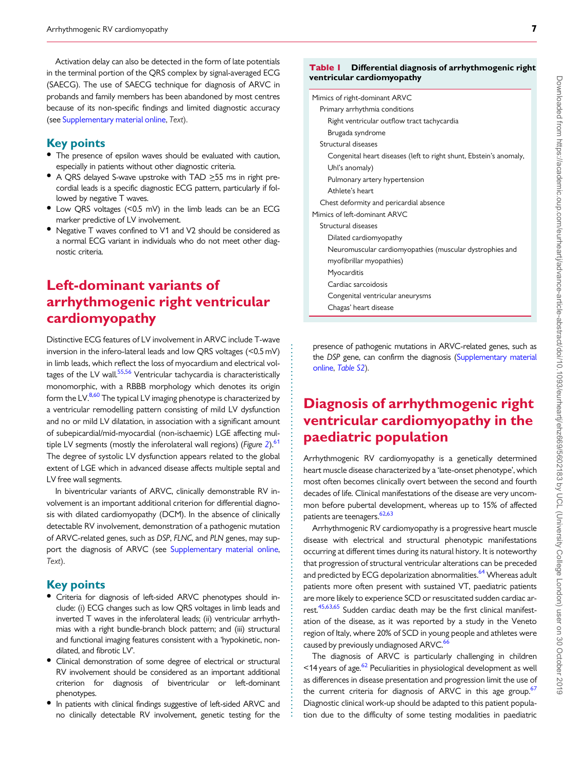Activation delay can also be detected in the form of late potentials in the terminal portion of the QRS complex by signal-averaged ECG (SAECG). The use of SAECG technique for diagnosis of ARVC in probands and family members has been abandoned by most centres because of its non-specific findings and limited diagnostic accuracy (see Supplementary material online, *Text*).

## Key points

- The presence of epsilon waves should be evaluated with caution, especially in patients without other diagnostic criteria.
- A QRS delayed S-wave upstroke with TAD ≥55 ms in right precordial leads is a specific diagnostic ECG pattern, particularly if followed by negative T waves.
- Low QRS voltages (<0.5 mV) in the limb leads can be an ECG marker predictive of LV involvement.
- Negative T waves confined to V1 and V2 should be considered as a normal ECG variant in individuals who do not meet other diagnostic criteria.

# Left-dominant variants of arrhythmogenic right ventricular cardiomyopathy

Distinctive ECG features of LV involvement in ARVC include T-wave inversion in the infero-lateral leads and low QRS voltages (<0.5 mV) in limb leads, which reflect the loss of myocardium and electrical voltages of the LV wall.[55,56] Ventricular tachycardia is characteristically monomorphic, with a RBBB morphology which denotes its origin form the LV.[8,60] The typical LV imaging phenotype is characterized by a ventricular remodelling pattern consisting of mild LV dysfunction and no or mild LV dilatation, in association with a significant amount of subepicardial/mid-myocardial (non-ischaemic) LGE affecting multiple LV segments (mostly the inferolateral wall regions) (*Figure 2*).[61] The degree of systolic LV dysfunction appears related to the global extent of LGE which in advanced disease affects multiple septal and LV free wall segments.

In biventricular variants of ARVC, clinically demonstrable RV involvement is an important additional criterion for differential diagnosis with dilated cardiomyopathy (DCM). In the absence of clinically detectable RV involvement, demonstration of a pathogenic mutation of ARVC-related genes, such as *DSP*, *FLNC*, and *PLN* genes, may support the diagnosis of ARVC (see Supplementary material online, *Text*).

## Key points

- Criteria for diagnosis of left-sided ARVC phenotypes should include: (i) ECG changes such as low QRS voltages in limb leads and inverted T waves in the inferolateral leads; (ii) ventricular arrhythmias with a right bundle-branch block pattern; and (iii) structural and functional imaging features consistent with a 'hypokinetic, non-dilated, and fibrotic LV'.
- Clinical demonstration of some degree of electrical or structural RV involvement should be considered as an important additional criterion for diagnosis of biventricular or left-dominant phenotypes.
- In patients with clinical findings suggestive of left-sided ARVC and no clinically detectable RV involvement, genetic testing for the presence of pathogenic mutations in ARVC-related genes, such as the *DSP* gene, can confirm the diagnosis (Supplementary material online, *Table S2*).

**Table 1 Differential diagnosis of arrhythmogenic right ventricular cardiomyopathy**

| Differential diagnosis |
|---|
| Mimics of right-dominant ARVC |
| Primary arrhythmia conditions |
| Right ventricular outflow tract tachycardia |
| Brugada syndrome |
| Structural diseases |
| Congenital heart diseases (left to right shunt, Ebstein's anomaly, Uhl's anomaly) |
| Pulmonary artery hypertension |
| Athlete's heart |
| Chest deformity and pericardial absence |
| Mimics of left-dominant ARVC |
| Structural diseases |
| Dilated cardiomyopathy |
| Neuromuscular cardiomyopathies (muscular dystrophies and myofibrillar myopathies) |
| Myocarditis |
| Cardiac sarcoidosis |
| Congenital ventricular aneurysms |
| Chagas' heart disease |

# Diagnosis of arrhythmogenic right ventricular cardiomyopathy in the paediatric population

Arrhythmogenic RV cardiomyopathy is a genetically determined heart muscle disease characterized by a 'late-onset phenotype', which most often becomes clinically overt between the second and fourth decades of life. Clinical manifestations of the disease are very uncommon before pubertal development, whereas up to 15% of affected patients are teenagers.[62,63]

Arrhythmogenic RV cardiomyopathy is a progressive heart muscle disease with electrical and structural phenotypic manifestations occurring at different times during its natural history. It is noteworthy that progression of structural ventricular alterations can be preceded and predicted by ECG depolarization abnormalities.[64] Whereas adult patients more often present with sustained VT, paediatric patients are more likely to experience SCD or resuscitated sudden cardiac arrest.[45,63,65] Sudden cardiac death may be the first clinical manifestation of the disease, as it was reported by a study in the Veneto region of Italy, where 20% of SCD in young people and athletes were caused by previously undiagnosed ARVC.[66]

The diagnosis of ARVC is particularly challenging in children <14 years of age.[62] Peculiarities in physiological development as well as differences in disease presentation and progression limit the use of the current criteria for diagnosis of ARVC in this age group.[67] Diagnostic clinical work-up should be adapted to this patient population due to the difficulty of some testing modalities in paediatric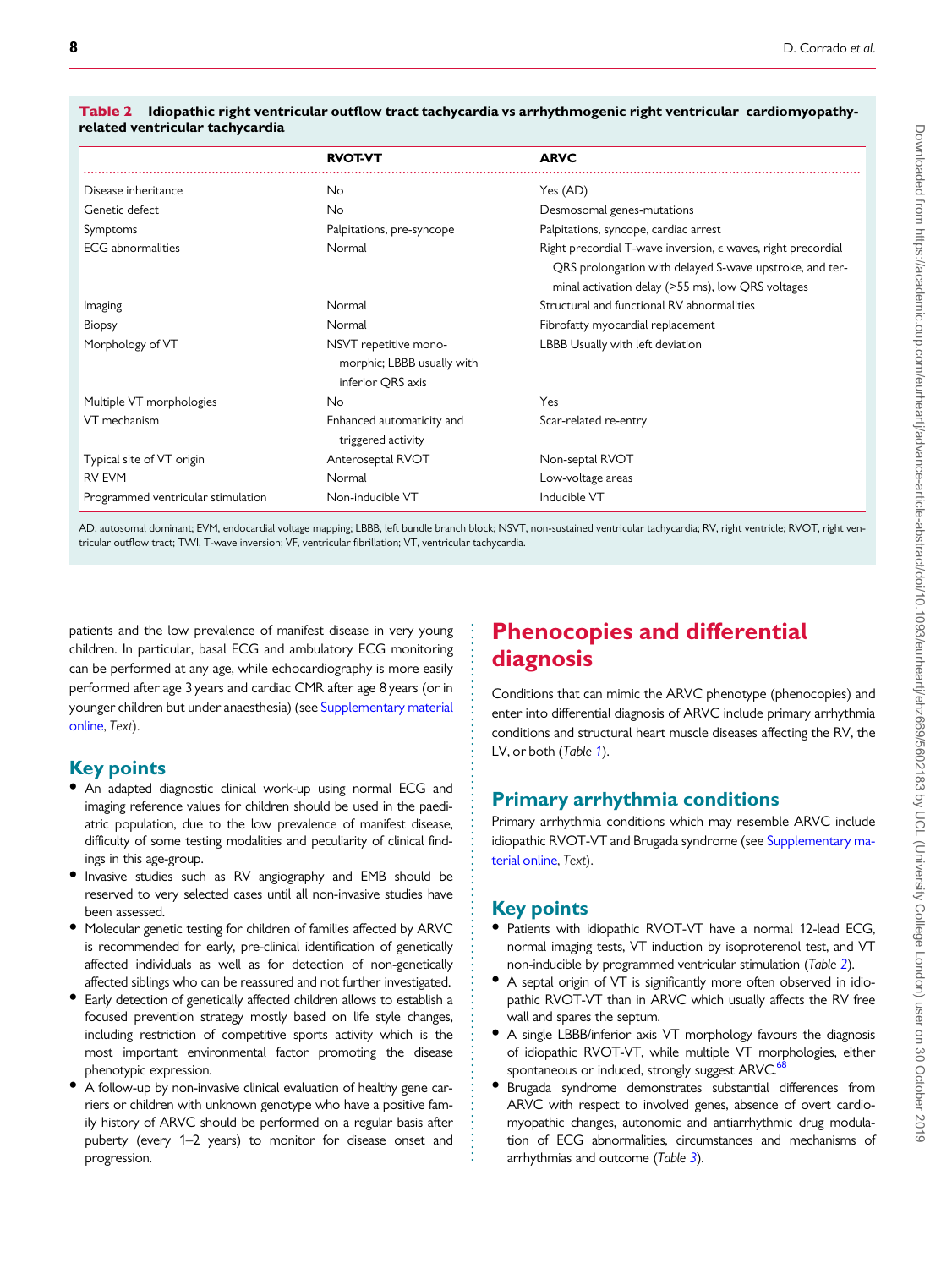**Table 2 Idiopathic right ventricular outflow tract tachycardia vs arrhythmogenic right ventricular cardiomyopathy-related ventricular tachycardia**

| | RVOT-VT | ARVC |
|---|---|---|
| Disease inheritance | No | Yes (AD) |
| Genetic defect | No | Desmosomal genes-mutations |
| Symptoms | Palpitations, pre-syncope | Palpitations, syncope, cardiac arrest |
| ECG abnormalities | Normal | Right precordial T-wave inversion, ϵ waves, right precordial QRS prolongation with delayed S-wave upstroke, and terminal activation delay (>55 ms), low QRS voltages |
| Imaging | Normal | Structural and functional RV abnormalities |
| Biopsy | Normal | Fibrofatty myocardial replacement |
| Morphology of VT | NSVT repetitive monomorphic; LBBB usually with inferior QRS axis | LBBB Usually with left deviation |
| Multiple VT morphologies | No | Yes |
| VT mechanism | Enhanced automaticity and triggered activity | Scar-related re-entry |
| Typical site of VT origin | Anteroseptal RVOT | Non-septal RVOT |
| RV EVM | Normal | Low-voltage areas |
| Programmed ventricular stimulation | Non-inducible VT | Inducible VT |

AD, autosomal dominant; EVM, endocardial voltage mapping; LBBB, left bundle branch block; NSVT, non-sustained ventricular tachycardia; RV, right ventricle; RVOT, right ventricular outflow tract; TWI, T-wave inversion; VF, ventricular fibrillation; VT, ventricular tachycardia.

patients and the low prevalence of manifest disease in very young children. In particular, basal ECG and ambulatory ECG monitoring can be performed at any age, while echocardiography is more easily performed after age 3 years and cardiac CMR after age 8 years (or in younger children but under anaesthesia) (see Supplementary material online, *Text*).

## Key points

- An adapted diagnostic clinical work-up using normal ECG and imaging reference values for children should be used in the paediatric population, due to the low prevalence of manifest disease, difficulty of some testing modalities and peculiarity of clinical findings in this age-group.
- Invasive studies such as RV angiography and EMB should be reserved to very selected cases until all non-invasive studies have been assessed.
- Molecular genetic testing for children of families affected by ARVC is recommended for early, pre-clinical identification of genetically affected individuals as well as for detection of non-genetically affected siblings who can be reassured and not further investigated.
- Early detection of genetically affected children allows to establish a focused prevention strategy mostly based on life style changes, including restriction of competitive sports activity which is the most important environmental factor promoting the disease phenotypic expression.
- A follow-up by non-invasive clinical evaluation of healthy gene carriers or children with unknown genotype who have a positive family history of ARVC should be performed on a regular basis after puberty (every 1–2 years) to monitor for disease onset and progression.

# Phenocopies and differential diagnosis

Conditions that can mimic the ARVC phenotype (phenocopies) and enter into differential diagnosis of ARVC include primary arrhythmia conditions and structural heart muscle diseases affecting the RV, the LV, or both (*Table 1*).

## Primary arrhythmia conditions

Primary arrhythmia conditions which may resemble ARVC include idiopathic RVOT-VT and Brugada syndrome (see Supplementary material online, *Text*).

## Key points

- Patients with idiopathic RVOT-VT have a normal 12-lead ECG, normal imaging tests, VT induction by isoproterenol test, and VT non-inducible by programmed ventricular stimulation (*Table 2*).
- A septal origin of VT is significantly more often observed in idiopathic RVOT-VT than in ARVC which usually affects the RV free wall and spares the septum.
- A single LBBB/inferior axis VT morphology favours the diagnosis of idiopathic RVOT-VT, while multiple VT morphologies, either spontaneous or induced, strongly suggest ARVC.[68]
- Brugada syndrome demonstrates substantial differences from ARVC with respect to involved genes, absence of overt cardiomyopathic changes, autonomic and antiarrhythmic drug modulation of ECG abnormalities, circumstances and mechanisms of arrhythmias and outcome (*Table 3*).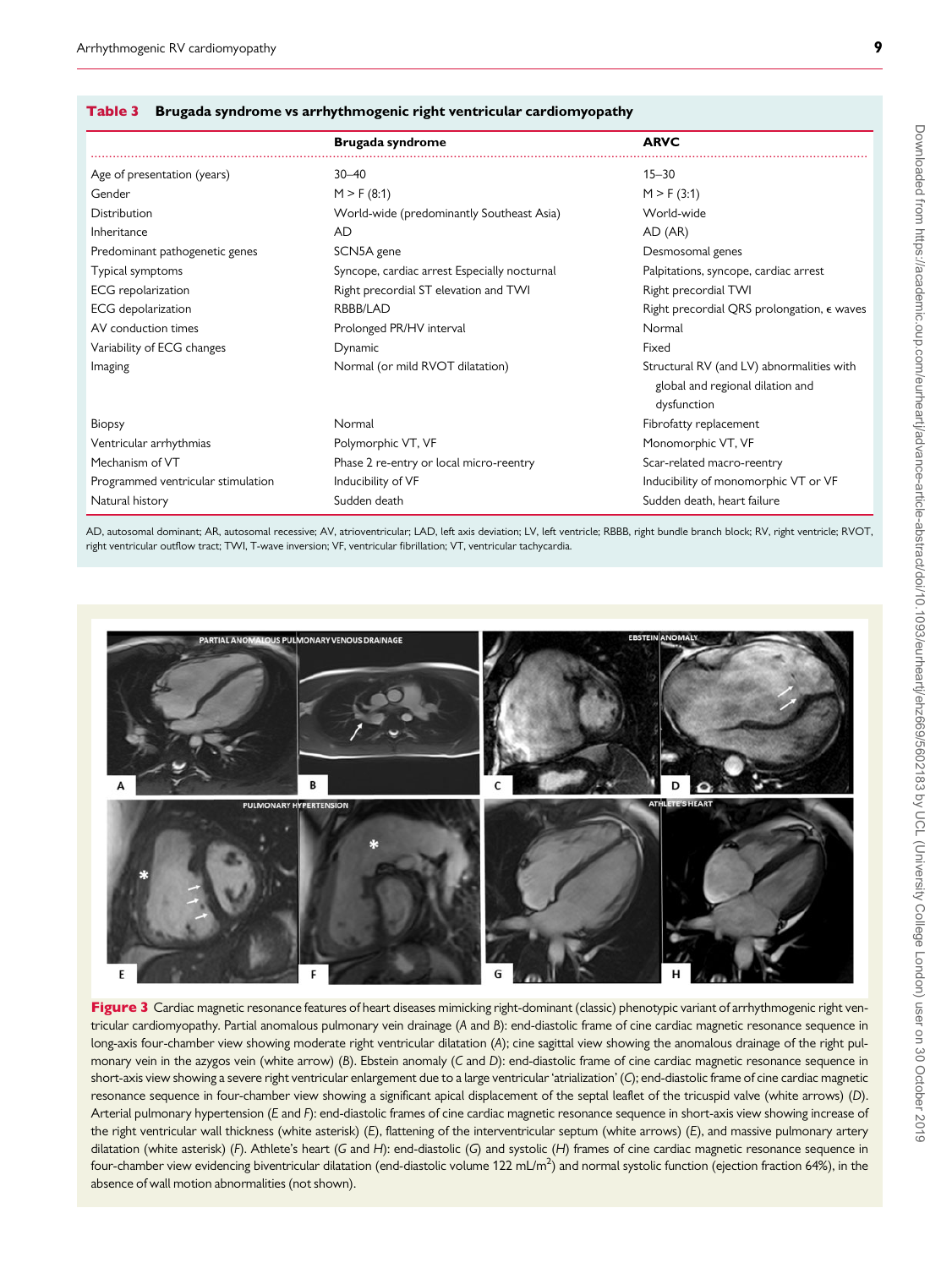**Table 3 Brugada syndrome vs arrhythmogenic right ventricular cardiomyopathy**

| | Brugada syndrome | ARVC |
|---|---|---|
| Age of presentation (years) | 30–40 | 15–30 |
| Gender | M > F (8:1) | M > F (3:1) |
| Distribution | World-wide (predominantly Southeast Asia) | World-wide |
| Inheritance | AD | AD (AR) |
| Predominant pathogenetic genes | SCN5A gene | Desmosomal genes |
| Typical symptoms | Syncope, cardiac arrest Especially nocturnal | Palpitations, syncope, cardiac arrest |
| ECG repolarization | Right precordial ST elevation and TWI | Right precordial TWI |
| ECG depolarization | RBBB/LAD | Right precordial QRS prolongation, ϵ waves |
| AV conduction times | Prolonged PR/HV interval | Normal |
| Variability of ECG changes | Dynamic | Fixed |
| Imaging | Normal (or mild RVOT dilatation) | Structural RV (and LV) abnormalities with global and regional dilation and dysfunction |
| Biopsy | Normal | Fibrofatty replacement |
| Ventricular arrhythmias | Polymorphic VT, VF | Monomorphic VT, VF |
| Mechanism of VT | Phase 2 re-entry or local micro-reentry | Scar-related macro-reentry |
| Programmed ventricular stimulation | Inducibility of VF | Inducibility of monomorphic VT or VF |
| Natural history | Sudden death | Sudden death, heart failure |

AD, autosomal dominant; AR, autosomal recessive; AV, atrioventricular; LAD, left axis deviation; LV, left ventricle; RBBB, right bundle branch block; RV, right ventricle; RVOT, right ventricular outflow tract; TWI, T-wave inversion; VF, ventricular fibrillation; VT, ventricular tachycardia.

**Figure 3** Cardiac magnetic resonance features of heart diseases mimicking right-dominant (classic) phenotypic variant of arrhythmogenic right ventricular cardiomyopathy. Partial anomalous pulmonary vein drainage (*A* and *B*): end-diastolic frame of cine cardiac magnetic resonance sequence in long-axis four-chamber view showing moderate right ventricular dilatation (*A*); cine sagittal view showing the anomalous drainage of the right pulmonary vein in the azygos vein (white arrow) (*B*). Ebstein anomaly (*C* and *D*): end-diastolic frame of cine cardiac magnetic resonance sequence in short-axis view showing a severe right ventricular enlargement due to a large ventricular 'atrialization' (*C*); end-diastolic frame of cine cardiac magnetic resonance sequence in four-chamber view showing a significant apical displacement of the septal leaflet of the tricuspid valve (white arrows) (*D*). Arterial pulmonary hypertension (*E* and *F*): end-diastolic frames of cine cardiac magnetic resonance sequence in short-axis view showing increase of the right ventricular wall thickness (white asterisk) (*E*), flattening of the interventricular septum (white arrows) (*E*), and massive pulmonary artery dilatation (white asterisk) (*F*). Athlete's heart (*G* and *H*): end-diastolic (*G*) and systolic (*H*) frames of cine cardiac magnetic resonance sequence in four-chamber view evidencing biventricular dilatation (end-diastolic volume 122 mL/m$^2$) and normal systolic function (ejection fraction 64%), in the absence of wall motion abnormalities (not shown).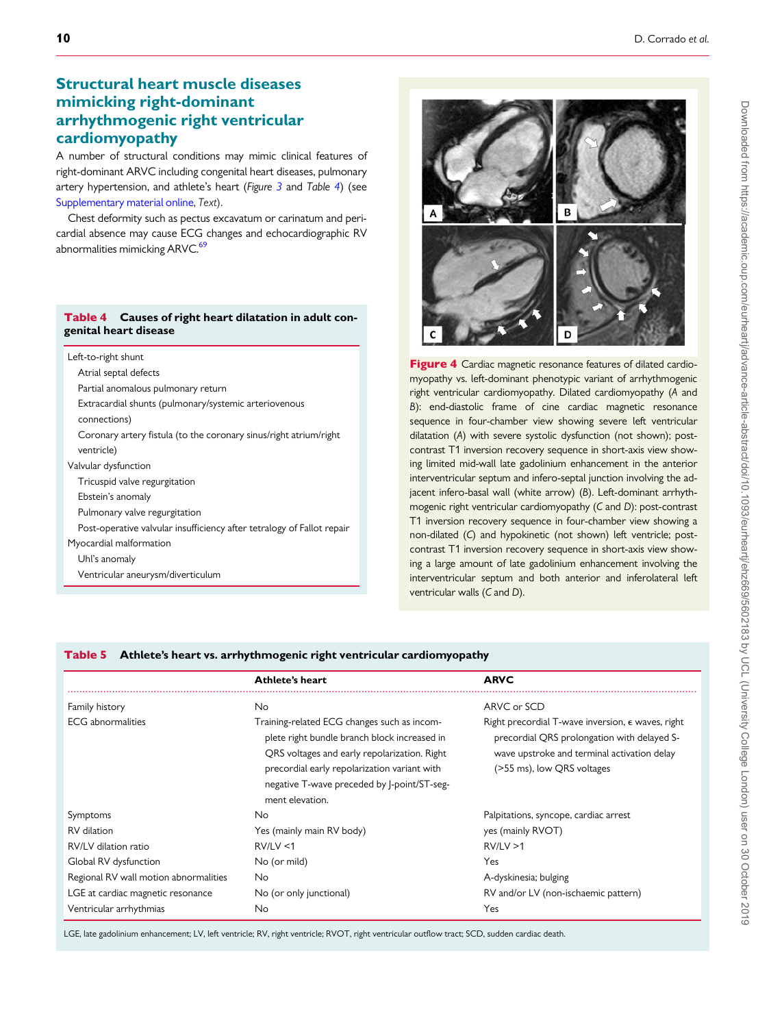## Structural heart muscle diseases mimicking right-dominant arrhythmogenic right ventricular cardiomyopathy

A number of structural conditions may mimic clinical features of right-dominant ARVC including congenital heart diseases, pulmonary artery hypertension, and athlete's heart (*Figure 3* and *Table 4*) (see Supplementary material online, *Text*).

Chest deformity such as pectus excavatum or carinatum and pericardial absence may cause ECG changes and echocardiographic RV abnormalities mimicking ARVC.[69]

**Table 4 Causes of right heart dilatation in adult congenital heart disease**

| |
|---|
| Left-to-right shunt |
| Atrial septal defects |
| Partial anomalous pulmonary return |
| Extracardial shunts (pulmonary/systemic arteriovenous connections) |
| Coronary artery fistula (to the coronary sinus/right atrium/right ventricle) |
| Valvular dysfunction |
| Tricuspid valve regurgitation |
| Ebstein's anomaly |
| Pulmonary valve regurgitation |
| Post-operative valvular insufficiency after tetralogy of Fallot repair |
| Myocardial malformation |
| Uhl's anomaly |
| Ventricular aneurysm/diverticulum |

**Figure 4** Cardiac magnetic resonance features of dilated cardiomyopathy vs. left-dominant phenotypic variant of arrhythmogenic right ventricular cardiomyopathy. Dilated cardiomyopathy (*A* and *B*): end-diastolic frame of cine cardiac magnetic resonance sequence in four-chamber view showing severe left ventricular dilatation (*A*) with severe systolic dysfunction (not shown); post-contrast T1 inversion recovery sequence in short-axis view showing limited mid-wall late gadolinium enhancement in the anterior interventricular septum and infero-septal junction involving the adjacent infero-basal wall (white arrow) (*B*). Left-dominant arrhythmogenic right ventricular cardiomyopathy (*C* and *D*): post-contrast T1 inversion recovery sequence in four-chamber view showing a non-dilated (*C*) and hypokinetic (not shown) left ventricle; post-contrast T1 inversion recovery sequence in short-axis view showing a large amount of late gadolinium enhancement involving the interventricular septum and both anterior and inferolateral left ventricular walls (*C* and *D*).

**Table 5 Athlete's heart vs. arrhythmogenic right ventricular cardiomyopathy**

| | Athlete's heart | ARVC |
|---|---|---|
| Family history | No | ARVC or SCD |
| ECG abnormalities | Training-related ECG changes such as incomplete right bundle branch block increased in QRS voltages and early repolarization. Right precordial early repolarization variant with negative T-wave preceded by J-point/ST-segment elevation. | Right precordial T-wave inversion, ϵ waves, right precordial QRS prolongation with delayed S-wave upstroke and terminal activation delay (>55 ms), low QRS voltages |
| Symptoms | No | Palpitations, syncope, cardiac arrest |
| RV dilation | Yes (mainly main RV body) | yes (mainly RVOT) |
| RV/LV dilation ratio | RV/LV <1 | RV/LV >1 |
| Global RV dysfunction | No (or mild) | Yes |
| Regional RV wall motion abnormalities | No | A-dyskinesia; bulging |
| LGE at cardiac magnetic resonance | No (or only junctional) | RV and/or LV (non-ischaemic pattern) |
| Ventricular arrhythmias | No | Yes |

LGE, late gadolinium enhancement; LV, left ventricle; RV, right ventricle; RVOT, right ventricular outflow tract; SCD, sudden cardiac death.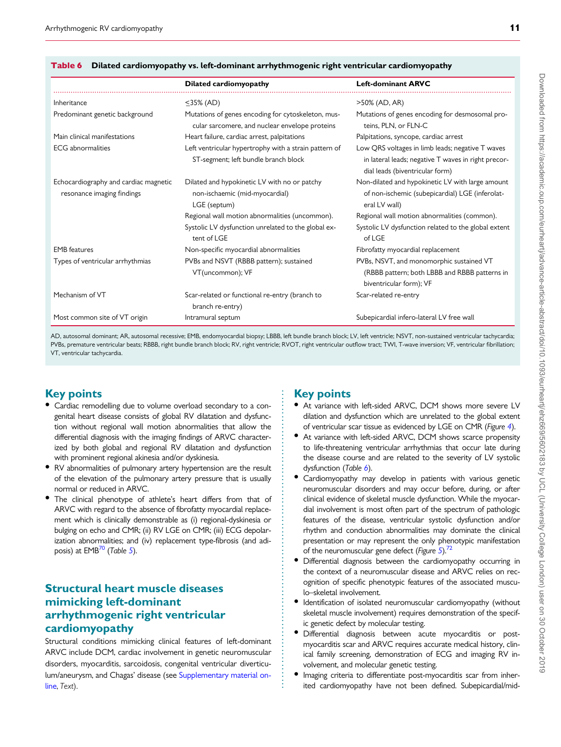**Table 6 Dilated cardiomyopathy vs. left-dominant arrhythmogenic right ventricular cardiomyopathy**

| | Dilated cardiomyopathy | Left-dominant ARVC |
|---|---|---|
| Inheritance | ≤35% (AD) | >50% (AD, AR) |
| Predominant genetic background | Mutations of genes encoding for cytoskeleton, muscular sarcomere, and nuclear envelope proteins | Mutations of genes encoding for desmosomal proteins, PLN, or FLN-C |
| Main clinical manifestations | Heart failure, cardiac arrest, palpitations | Palpitations, syncope, cardiac arrest |
| ECG abnormalities | Left ventricular hypertrophy with a strain pattern of ST-segment; left bundle branch block | Low QRS voltages in limb leads; negative T waves in lateral leads; negative T waves in right precordial leads (biventricular form) |
| Echocardiography and cardiac magnetic resonance imaging findings | Dilated and hypokinetic LV with no or patchy non-ischaemic (mid-myocardial) LGE (septum) | Non-dilated and hypokinetic LV with large amount of non-ischemic (subepicardial) LGE (inferolateral LV wall) |
| | Regional wall motion abnormalities (uncommon). | Regional wall motion abnormalities (common). |
| | Systolic LV dysfunction unrelated to the global extent of LGE | Systolic LV dysfunction related to the global extent of LGE |
| EMB features | Non-specific myocardial abnormalities | Fibrofatty myocardial replacement |
| Types of ventricular arrhythmias | PVBs and NSVT (RBBB pattern); sustained VT(uncommon); VF | PVBs, NSVT, and monomorphic sustained VT (RBBB pattern; both LBBB and RBBB patterns in biventricular form); VF |
| Mechanism of VT | Scar-related or functional re-entry (branch to branch re-entry) | Scar-related re-entry |
| Most common site of VT origin | Intramural septum | Subepicardial infero-lateral LV free wall |

AD, autosomal dominant; AR, autosomal recessive; EMB, endomyocardial biopsy; LBBB, left bundle branch block; LV, left ventricle; NSVT, non-sustained ventricular tachycardia; PVBs, premature ventricular beats; RBBB, right bundle branch block; RV, right ventricle; RVOT, right ventricular outflow tract; TWI, T-wave inversion; VF, ventricular fibrillation; VT, ventricular tachycardia.

## Key points

- Cardiac remodelling due to volume overload secondary to a congenital heart disease consists of global RV dilatation and dysfunction without regional wall motion abnormalities that allow the differential diagnosis with the imaging findings of ARVC characterized by both global and regional RV dilatation and dysfunction with prominent regional akinesia and/or dyskinesia.
- RV abnormalities of pulmonary artery hypertension are the result of the elevation of the pulmonary artery pressure that is usually normal or reduced in ARVC.
- The clinical phenotype of athlete's heart differs from that of ARVC with regard to the absence of fibrofatty myocardial replacement which is clinically demonstrable as (i) regional-dyskinesia or bulging on echo and CMR; (ii) RV LGE on CMR; (iii) ECG depolarization abnormalities; and (iv) replacement type-fibrosis (and adiposis) at EMB[70] (*Table 5*).

## Structural heart muscle diseases mimicking left-dominant arrhythmogenic right ventricular cardiomyopathy

Structural conditions mimicking clinical features of left-dominant ARVC include DCM, cardiac involvement in genetic neuromuscular disorders, myocarditis, sarcoidosis, congenital ventricular diverticulum/aneurysm, and Chagas' disease (see Supplementary material online, *Text*).

## Key points

- At variance with left-sided ARVC, DCM shows more severe LV dilation and dysfunction which are unrelated to the global extent of ventricular scar tissue as evidenced by LGE on CMR (*Figure 4*).
- At variance with left-sided ARVC, DCM shows scarce propensity to life-threatening ventricular arrhythmias that occur late during the disease course and are related to the severity of LV systolic dysfunction (*Table 6*).
- Cardiomyopathy may develop in patients with various genetic neuromuscular disorders and may occur before, during, or after clinical evidence of skeletal muscle dysfunction. While the myocardial involvement is most often part of the spectrum of pathologic features of the disease, ventricular systolic dysfunction and/or rhythm and conduction abnormalities may dominate the clinical presentation or may represent the only phenotypic manifestation of the neuromuscular gene defect (*Figure 5*).[72]
- Differential diagnosis between the cardiomyopathy occurring in the context of a neuromuscular disease and ARVC relies on recognition of specific phenotypic features of the associated musculo–skeletal involvement.
- Identification of isolated neuromuscular cardiomyopathy (without skeletal muscle involvement) requires demonstration of the specific genetic defect by molecular testing.
- Differential diagnosis between acute myocarditis or post-myocarditis scar and ARVC requires accurate medical history, clinical family screening, demonstration of ECG and imaging RV involvement, and molecular genetic testing.
- Imaging criteria to differentiate post-myocarditis scar from inherited cardiomyopathy have not been defined. Subepicardial/mid-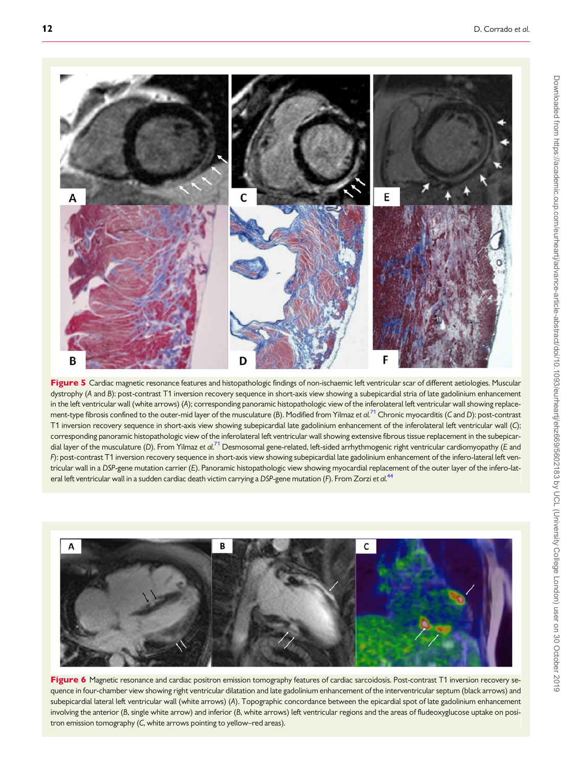**Figure 5** Cardiac magnetic resonance features and histopathologic findings of non-ischaemic left ventricular scar of different aetiologies. Muscular dystrophy (*A* and *B*): post-contrast T1 inversion recovery sequence in short-axis view showing a subepicardial stria of late gadolinium enhancement in the left ventricular wall (white arrows) (*A*); corresponding panoramic histopathologic view of the inferolateral left ventricular wall showing replacement-type fibrosis confined to the outer-mid layer of the musculature (*B*). Modified from Yilmaz *et al.*[71] Chronic myocarditis (*C* and *D*): post-contrast T1 inversion recovery sequence in short-axis view showing subepicardial late gadolinium enhancement of the inferolateral left ventricular wall (*C*); corresponding panoramic histopathologic view of the inferolateral left ventricular wall showing extensive fibrous tissue replacement in the subepicardial layer of the musculature (*D*). From Yilmaz *et al.*[71] Desmosomal gene-related, left-sided arrhythmogenic right ventricular cardiomyopathy (*E* and *F*): post-contrast T1 inversion recovery sequence in short-axis view showing subepicardial late gadolinium enhancement of the infero-lateral left ventricular wall in a *DSP*-gene mutation carrier (*E*). Panoramic histopathologic view showing myocardial replacement of the outer layer of the infero-lateral left ventricular wall in a sudden cardiac death victim carrying a *DSP*-gene mutation (*F*). From Zorzi *et al.*[44]

**Figure 6** Magnetic resonance and cardiac positron emission tomography features of cardiac sarcoidosis. Post-contrast T1 inversion recovery sequence in four-chamber view showing right ventricular dilatation and late gadolinium enhancement of the interventricular septum (black arrows) and subepicardial lateral left ventricular wall (white arrows) (*A*). Topographic concordance between the epicardial spot of late gadolinium enhancement involving the anterior (*B*, single white arrow) and inferior (*B*, white arrows) left ventricular regions and the areas of fludeoxyglucose uptake on positron emission tomography (*C*, white arrows pointing to yellow–red areas).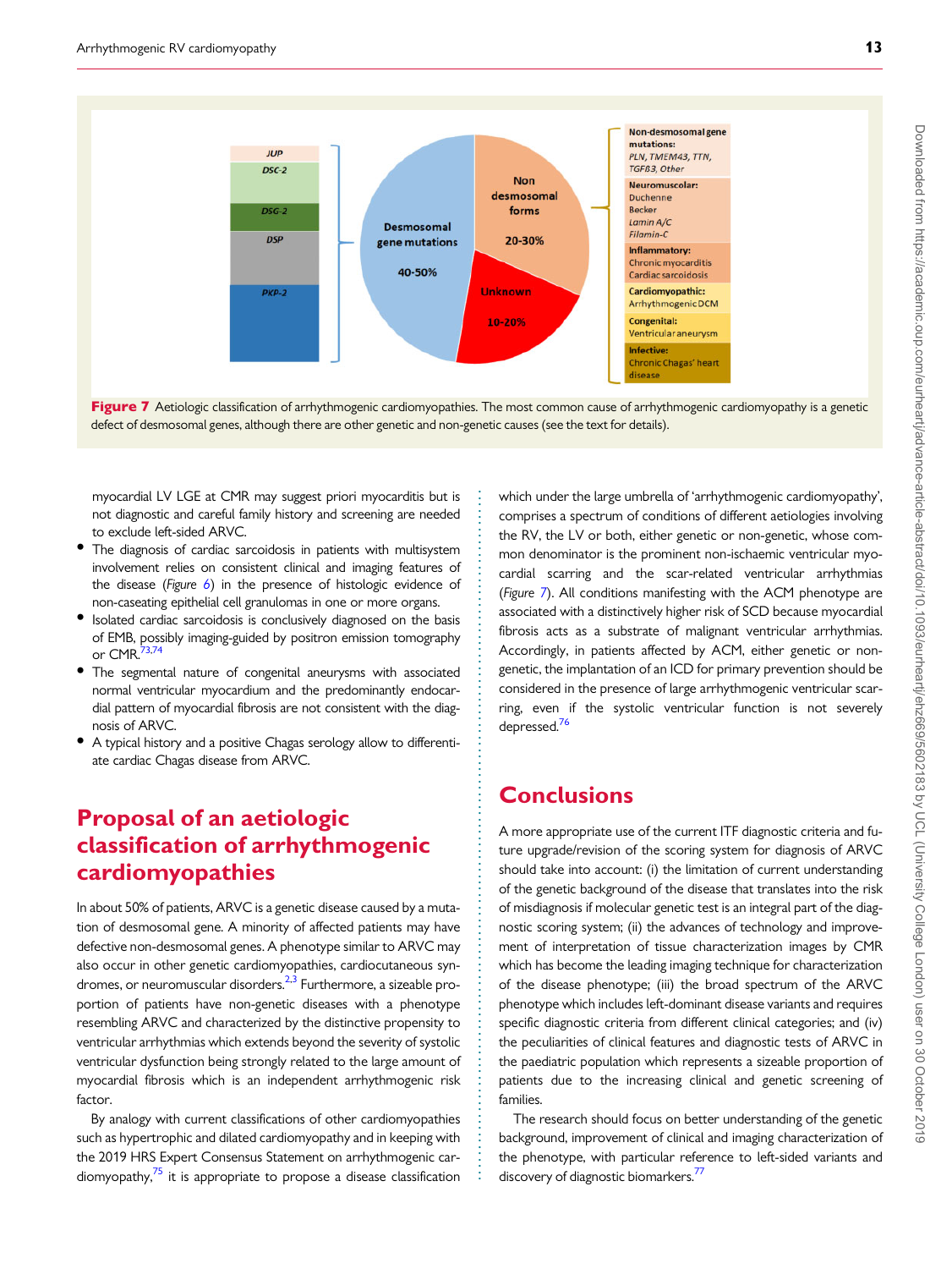Figure 7 Aetiologic classification of arrhythmogenic cardiomyopathies. The most common cause of arrhythmogenic cardiomyopathy is a genetic defect of desmosomal genes, although there are other genetic and non-genetic causes (see the text for details).

myocardial LV LGE at CMR may suggest priori myocarditis but is not diagnostic and careful family history and screening are needed to exclude left-sided ARVC.

- The diagnosis of cardiac sarcoidosis in patients with multisystem involvement relies on consistent clinical and imaging features of the disease (*Figure 6*) in the presence of histologic evidence of non-caseating epithelial cell granulomas in one or more organs.
- Isolated cardiac sarcoidosis is conclusively diagnosed on the basis of EMB, possibly imaging-guided by positron emission tomography or CMR.[73,74]
- The segmental nature of congenital aneurysms with associated normal ventricular myocardium and the predominantly endocardial pattern of myocardial fibrosis are not consistent with the diagnosis of ARVC.
- A typical history and a positive Chagas serology allow to differentiate cardiac Chagas disease from ARVC.

# Proposal of an aetiologic classification of arrhythmogenic cardiomyopathies

In about 50% of patients, ARVC is a genetic disease caused by a mutation of desmosomal gene. A minority of affected patients may have defective non-desmosomal genes. A phenotype similar to ARVC may also occur in other genetic cardiomyopathies, cardiocutaneous syndromes, or neuromuscular disorders.[2,3] Furthermore, a sizeable proportion of patients have non-genetic diseases with a phenotype resembling ARVC and characterized by the distinctive propensity to ventricular arrhythmias which extends beyond the severity of systolic ventricular dysfunction being strongly related to the large amount of myocardial fibrosis which is an independent arrhythmogenic risk factor.

By analogy with current classifications of other cardiomyopathies such as hypertrophic and dilated cardiomyopathy and in keeping with the 2019 HRS Expert Consensus Statement on arrhythmogenic cardiomyopathy,[75] it is appropriate to propose a disease classification which under the large umbrella of 'arrhythmogenic cardiomyopathy', comprises a spectrum of conditions of different aetiologies involving the RV, the LV or both, either genetic or non-genetic, whose common denominator is the prominent non-ischaemic ventricular myocardial scarring and the scar-related ventricular arrhythmias (*Figure 7*). All conditions manifesting with the ACM phenotype are associated with a distinctively higher risk of SCD because myocardial fibrosis acts as a substrate of malignant ventricular arrhythmias. Accordingly, in patients affected by ACM, either genetic or non-genetic, the implantation of an ICD for primary prevention should be considered in the presence of large arrhythmogenic ventricular scarring, even if the systolic ventricular function is not severely depressed.[76]

# Conclusions

A more appropriate use of the current ITF diagnostic criteria and future upgrade/revision of the scoring system for diagnosis of ARVC should take into account: (i) the limitation of current understanding of the genetic background of the disease that translates into the risk of misdiagnosis if molecular genetic test is an integral part of the diagnostic scoring system; (ii) the advances of technology and improvement of interpretation of tissue characterization images by CMR which has become the leading imaging technique for characterization of the disease phenotype; (iii) the broad spectrum of the ARVC phenotype which includes left-dominant disease variants and requires specific diagnostic criteria from different clinical categories; and (iv) the peculiarities of clinical features and diagnostic tests of ARVC in the paediatric population which represents a sizeable proportion of patients due to the increasing clinical and genetic screening of families.

The research should focus on better understanding of the genetic background, improvement of clinical and imaging characterization of the phenotype, with particular reference to left-sided variants and discovery of diagnostic biomarkers.[77]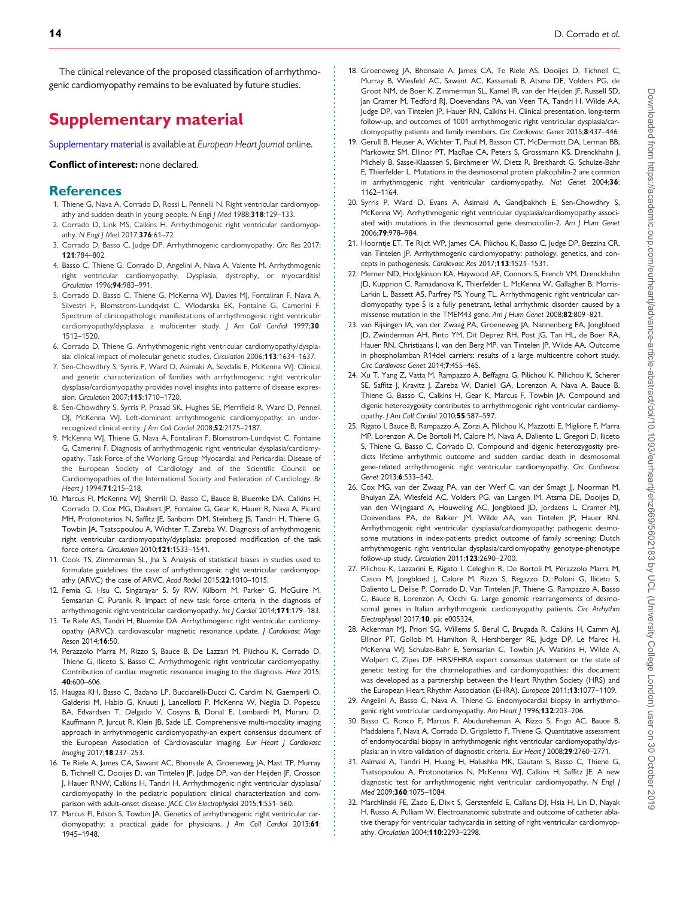The clinical relevance of the proposed classification of arrhythmogenic cardiomyopathy remains to be evaluated by future studies.

# Supplementary material

Supplementary material is available at *European Heart Journal* online.

**Conflict of interest:** none declared.

## References

1. Thiene G, Nava A, Corrado D, Rossi L, Pennelli N. Right ventricular cardiomyopathy and sudden death in young people. *N Engl J Med* 1988;**318**:129–133.
2. Corrado D, Link MS, Calkins H. Arrhythmogenic right ventricular cardiomyopathy. *N Engl J Med* 2017;**376**:61–72.
3. Corrado D, Basso C, Judge DP. Arrhythmogenic cardiomyopathy. *Circ Res* 2017;**121**:784–802.
4. Basso C, Thiene G, Corrado D, Angelini A, Nava A, Valente M. Arrhythmogenic right ventricular cardiomyopathy. Dysplasia, dystrophy, or myocarditis? *Circulation* 1996;**94**:983–991.
5. Corrado D, Basso C, Thiene G, McKenna WJ, Davies MJ, Fontaliran F, Nava A, Silvestri F, Blomstrom-Lundqvist C, Wlodarska EK, Fontaine G, Camerini F. Spectrum of clinicopathologic manifestations of arrhythmogenic right ventricular cardiomyopathy/dysplasia: a multicenter study. *J Am Coll Cardiol* 1997;**30**:1512–1520.
6. Corrado D, Thiene G. Arrhythmogenic right ventricular cardiomyopathy/dysplasia: clinical impact of molecular genetic studies. *Circulation* 2006;**113**:1634–1637.
7. Sen-Chowdhry S, Syrris P, Ward D, Asimaki A, Sevdalis E, McKenna WJ. Clinical and genetic characterization of families with arrhythmogenic right ventricular dysplasia/cardiomyopathy provides novel insights into patterns of disease expression. *Circulation* 2007;**115**:1710–1720.
8. Sen-Chowdhry S, Syrris P, Prasad SK, Hughes SE, Merrifield R, Ward D, Pennell DJ, McKenna WJ. Left-dominant arrhythmogenic cardiomyopathy: an under-recognized clinical entity. *J Am Coll Cardiol* 2008;**52**:2175–2187.
9. McKenna WJ, Thiene G, Nava A, Fontaliran F, Blomstrom-Lundqvist C, Fontaine G, Camerini F. Diagnosis of arrhythmogenic right ventricular dysplasia/cardiomyopathy. Task Force of the Working Group Myocardial and Pericardial Disease of the European Society of Cardiology and of the Scientific Council on Cardiomyopathies of the International Society and Federation of Cardiology. *Br Heart J* 1994;**71**:215–218.
10. Marcus FI, McKenna WJ, Sherrill D, Basso C, Bauce B, Bluemke DA, Calkins H, Corrado D, Cox MG, Daubert JP, Fontaine G, Gear K, Hauer R, Nava A, Picard MH, Protonotarios N, Saffitz JE, Sanborn DM, Steinberg JS, Tandri H, Thiene G, Towbin JA, Tsatsopoulou A, Wichter T, Zareba W. Diagnosis of arrhythmogenic right ventricular cardiomyopathy/dysplasia: proposed modification of the task force criteria. *Circulation* 2010;**121**:1533–1541.
11. Cook TS, Zimmerman SL, Jha S. Analysis of statistical biases in studies used to formulate guidelines: the case of arrhythmogenic right ventricular cardiomyopathy (ARVC) the case of ARVC. *Acad Radiol* 2015;**22**:1010–1015.
12. Femia G, Hsu C, Singarayar S, Sy RW, Kilborn M, Parker G, McGuire M, Semsarian C, Puranik R. Impact of new task force criteria in the diagnosis of arrhythmogenic right ventricular cardiomyopathy. *Int J Cardiol* 2014;**171**:179–183.
13. Te Riele AS, Tandri H, Bluemke DA. Arrhythmogenic right ventricular cardiomyopathy (ARVC): cardiovascular magnetic resonance update. *J Cardiovasc Magn Reson* 2014;**16**:50.
14. Perazzolo Marra M, Rizzo S, Bauce B, De Lazzari M, Pilichou K, Corrado D, Thiene G, Iliceto S, Basso C. Arrhythmogenic right ventricular cardiomyopathy. Contribution of cardiac magnetic resonance imaging to the diagnosis. *Herz* 2015;**40**:600–606.
15. Haugaa KH, Basso C, Badano LP, Bucciarelli-Ducci C, Cardim N, Gaemperli O, Galderisi M, Habib G, Knuuti J, Lancellotti P, McKenna W, Neglia D, Popescu BA, Edvardsen T, Delgado V, Cosyns B, Donal E, Lombardi M, Muraru D, Kauffmann P, Jurcut R, Klein JB, Sade LE. Comprehensive multi-modality imaging approach in arrhythmogenic cardiomyopathy-an expert consensus document of the European Association of Cardiovascular Imaging. *Eur Heart J Cardiovasc Imaging* 2017;**18**:237–253.
16. Te Riele A, James CA, Sawant AC, Bhonsale A, Groeneweg JA, Mast TP, Murray B, Tichnell C, Dooijes D, van Tintelen JP, Judge DP, van der Heijden JF, Crosson J, Hauer RNW, Calkins H, Tandri H. Arrhythmogenic right ventricular dysplasia/cardiomyopathy in the pediatric population: clinical characterization and comparison with adult-onset disease. *JACC Clin Electrophysiol* 2015;**1**:551–560.
17. Marcus FI, Edson S, Towbin JA. Genetics of arrhythmogenic right ventricular cardiomyopathy: a practical guide for physicians. *J Am Coll Cardiol* 2013;**61**:1945–1948.
18. Groeneweg JA, Bhonsale A, James CA, Te Riele AS, Dooijes D, Tichnell C, Murray B, Wiesfeld AC, Sawant AC, Kassamali B, Atsma DE, Volders PG, de Groot NM, de Boer K, Zimmerman SL, Kamel IR, van der Heijden JF, Russell SD, Jan Cramer M, Tedford RJ, Doevendans PA, van Veen TA, Tandri H, Wilde AA, Judge DP, van Tintelen JP, Hauer RN, Calkins H. Clinical presentation, long-term follow-up, and outcomes of 1001 arrhythmogenic right ventricular dysplasia/cardiomyopathy patients and family members. *Circ Cardiovasc Genet* 2015;**8**:437–446.
19. Gerull B, Heuser A, Wichter T, Paul M, Basson CT, McDermott DA, Lerman BB, Markowitz SM, Ellinor PT, MacRae CA, Peters S, Grossmann KS, Drenckhahn J, Michely B, Sasse-Klaassen S, Birchmeier W, Dietz R, Breithardt G, Schulze-Bahr E, Thierfelder L. Mutations in the desmosomal protein plakophilin-2 are common in arrhythmogenic right ventricular cardiomyopathy. *Nat Genet* 2004;**36**:1162–1164.
20. Syrris P, Ward D, Evans A, Asimaki A, Gandjbakhch E, Sen-Chowdhry S, McKenna WJ. Arrhythmogenic right ventricular dysplasia/cardiomyopathy associated with mutations in the desmosomal gene desmocollin-2. *Am J Hum Genet* 2006;**79**:978–984.
21. Hoorntje ET, Te Rijdt WP, James CA, Pilichou K, Basso C, Judge DP, Bezzina CR, van Tintelen JP. Arrhythmogenic cardiomyopathy: pathology, genetics, and concepts in pathogenesis. *Cardiovasc Res* 2017;**113**:1521–1531.
22. Merner ND, Hodgkinson KA, Haywood AF, Connors S, French VM, Drenckhahn JD, Kupprion C, Ramadanova K, Thierfelder L, McKenna W, Gallagher B, Morris-Larkin L, Bassett AS, Parfrey PS, Young TL. Arrhythmogenic right ventricular cardiomyopathy type 5 is a fully penetrant, lethal arrhythmic disorder caused by a missense mutation in the TMEM43 gene. *Am J Hum Genet* 2008;**82**:809–821.
23. van Rijsingen IA, van der Zwaag PA, Groeneweg JA, Nannenberg EA, Jongbloed JD, Zwinderman AH, Pinto YM, Dit Deprez RH, Post JG, Tan HL, de Boer RA, Hauer RN, Christiaans I, van den Berg MP, van Tintelen JP, Wilde AA. Outcome in phospholamban R14del carriers: results of a large multicentre cohort study. *Circ Cardiovasc Genet* 2014;**7**:455–465.
24. Xu T, Yang Z, Vatta M, Rampazzo A, Beffagna G, Pilichou K, Scherer SE, Saffitz J, Kravitz J, Zareba W, Danieli GA, Lorenzon A, Nava A, Bauce B, Thiene G, Basso C, Calkins H, Gear K, Marcus F, Towbin JA. Compound and digenic heterozygosity contributes to arrhythmogenic right ventricular cardiomyopathy. *J Am Coll Cardiol* 2010;**55**:587–597.
25. Rigato I, Bauce B, Rampazzo A, Zorzi A, Pilichou K, Mazzotti E, Migliore F, Marra MP, Lorenzon A, De Bortoli M, Calore M, Nava A, Daliento L, Gregori D, Iliceto S, Thiene G, Basso C, Corrado D. Compound and digenic heterozygosity predicts lifetime arrhythmic outcome and sudden cardiac death in desmosomal gene-related arrhythmogenic right ventricular cardiomyopathy. *Circ Cardiovasc Genet* 2013;**6**:533–542.
26. Cox MG, van der Zwaag PA, van der Werf C, van der Smagt JJ, Noorman M, Bhuiyan ZA, Wiesfeld AC, Volders PG, van Langen IM, Atsma DE, Dooijes D, van den Wijngaard A, Houweling AC, Jongbloed JD, Jordaens L, Cramer MJ, Doevendans PA, de Bakker JM, Wilde AA, van Tintelen JP, Hauer RN. Arrhythmogenic right ventricular dysplasia/cardiomyopathy: pathogenic desmosome mutations in index-patients predict outcome of family screening: Dutch arrhythmogenic right ventricular dysplasia/cardiomyopathy genotype-phenotype follow-up study. *Circulation* 2011;**123**:2690–2700.
27. Pilichou K, Lazzarini E, Rigato I, Celeghin R, De Bortoli M, Perazzolo Marra M, Cason M, Jongbloed J, Calore M, Rizzo S, Regazzo D, Poloni G, Iliceto S, Daliento L, Delise P, Corrado D, Van Tintelen JP, Thiene G, Rampazzo A, Basso C, Bauce B, Lorenzon A, Occhi G. Large genomic rearrangements of desmosomal genes in Italian arrhythmogenic cardiomyopathy patients. *Circ Arrhythm Electrophysiol* 2017;**10**. pii: e005324.
28. Ackerman MJ, Priori SG, Willems S, Berul C, Brugada R, Calkins H, Camm AJ, Ellinor PT, Gollob M, Hamilton R, Hershberger RE, Judge DP, Le Marec H, McKenna WJ, Schulze-Bahr E, Semsarian C, Towbin JA, Watkins H, Wilde A, Wolpert C, Zipes DP. HRS/EHRA expert consensus statement on the state of genetic testing for the channelopathies and cardiomyopathies: this document was developed as a partnership between the Heart Rhythm Society (HRS) and the European Heart Rhythm Association (EHRA). *Europace* 2011;**13**:1077–1109.
29. Angelini A, Basso C, Nava A, Thiene G. Endomyocardial biopsy in arrhythmogenic right ventricular cardiomyopathy. *Am Heart J* 1996;**132**:203–206.
30. Basso C, Ronco F, Marcus F, Abudureheman A, Rizzo S, Frigo AC, Bauce B, Maddalena F, Nava A, Corrado D, Grigoletto F, Thiene G. Quantitative assessment of endomyocardial biopsy in arrhythmogenic right ventricular cardiomyopathy/dysplasia: an in vitro validation of diagnostic criteria. *Eur Heart J* 2008;**29**:2760–2771.
31. Asimaki A, Tandri H, Huang H, Halushka MK, Gautam S, Basso C, Thiene G, Tsatsopoulou A, Protonotarios N, McKenna WJ, Calkins H, Saffitz JE. A new diagnostic test for arrhythmogenic right ventricular cardiomyopathy. *N Engl J Med* 2009;**360**:1075–1084.
32. Marchlinski FE, Zado E, Dixit S, Gerstenfeld E, Callans DJ, Hsia H, Lin D, Nayak H, Russo A, Pulliam W. Electroanatomic substrate and outcome of catheter ablative therapy for ventricular tachycardia in setting of right ventricular cardiomyopathy. *Circulation* 2004;**110**:2293–2298.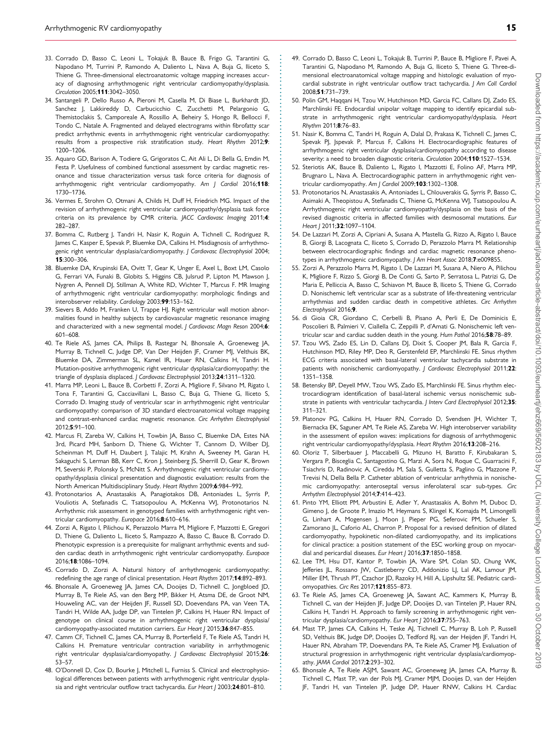33. Corrado D, Basso C, Leoni L, Tokajuk B, Bauce B, Frigo G, Tarantini G, Napodano M, Turrini P, Ramondo A, Daliento L, Nava A, Buja G, Iliceto S, Thiene G. Three-dimensional electroanatomic voltage mapping increases accuracy of diagnosing arrhythmogenic right ventricular cardiomyopathy/dysplasia. *Circulation* 2005;**111**:3042–3050.
34. Santangeli P, Dello Russo A, Pieroni M, Casella M, Di Biase L, Burkhardt JD, Sanchez J, Lakkireddy D, Carbucicchio C, Zucchetti M, Pelargonio G, Themistoclakis S, Camporeale A, Rossillo A, Beheiry S, Hongo R, Bellocci F, Tondo C, Natale A. Fragmented and delayed electrograms within fibrofatty scar predict arrhythmic events in arrhythmogenic right ventricular cardiomyopathy: results from a prospective risk stratification study. *Heart Rhythm* 2012;**9**: 1200–1206.
35. Aquaro GD, Barison A, Todiere G, Grigoratos C, Ait Ali L, Di Bella G, Emdin M, Festa P. Usefulness of combined functional assessment by cardiac magnetic resonance and tissue characterization versus task force criteria for diagnosis of arrhythmogenic right ventricular cardiomyopathy. *Am J Cardiol* 2016;**118**: 1730–1736.
36. Vermes E, Strohm O, Otmani A, Childs H, Duff H, Friedrich MG. Impact of the revision of arrhythmogenic right ventricular cardiomyopathy/dysplasia task force criteria on its prevalence by CMR criteria. *JACC Cardiovasc Imaging* 2011;**4**: 282–287.
37. Bomma C, Rutberg J, Tandri H, Nasir K, Roguin A, Tichnell C, Rodriguez R, James C, Kasper E, Spevak P, Bluemke DA, Calkins H. Misdiagnosis of arrhythmogenic right ventricular dysplasia/cardiomyopathy. *J Cardiovasc Electrophysiol* 2004; **15**:300–306.
38. Bluemke DA, Krupinski EA, Ovitt T, Gear K, Unger E, Axel L, Boxt LM, Casolo G, Ferrari VA, Funaki B, Globits S, Higgins CB, Julsrud P, Lipton M, Mawson J, Nygren A, Pennell DJ, Stillman A, White RD, Wichter T, Marcus F. MR Imaging of arrhythmogenic right ventricular cardiomyopathy: morphologic findings and interobserver reliability. *Cardiology* 2003;**99**:153–162.
39. Sievers B, Addo M, Franken U, Trappe HJ. Right ventricular wall motion abnormalities found in healthy subjects by cardiovascular magnetic resonance imaging and characterized with a new segmental model. *J Cardiovasc Magn Reson* 2004;**6**: 601–608.
40. Te Riele AS, James CA, Philips B, Rastegar N, Bhonsale A, Groeneweg JA, Murray B, Tichnell C, Judge DP, Van Der Heijden JF, Cramer MJ, Velthuis BK, Bluemke DA, Zimmerman SL, Kamel IR, Hauer RN, Calkins H, Tandri H. Mutation-positive arrhythmogenic right ventricular dysplasia/cardiomyopathy: the triangle of dysplasia displaced. *J Cardiovasc Electrophysiol* 2013;**24**:1311–1320.
41. Marra MP, Leoni L, Bauce B, Corbetti F, Zorzi A, Migliore F, Silvano M, Rigato I, Tona F, Tarantini G, Cacciavillani L, Basso C, Buja G, Thiene G, Iliceto S, Corrado D. Imaging study of ventricular scar in arrhythmogenic right ventricular cardiomyopathy: comparison of 3D standard electroanatomical voltage mapping and contrast-enhanced cardiac magnetic resonance. *Circ Arrhythm Electrophysiol* 2012;**5**:91–100.
42. Marcus FI, Zareba W, Calkins H, Towbin JA, Basso C, Bluemke DA, Estes NA 3rd, Picard MH, Sanborn D, Thiene G, Wichter T, Cannom D, Wilber DJ, Scheinman M, Duff H, Daubert J, Talajic M, Krahn A, Sweeney M, Garan H, Sakaguchi S, Lerman BB, Kerr C, Kron J, Steinberg JS, Sherrill D, Gear K, Brown M, Severski P, Polonsky S, McNitt S. Arrhythmogenic right ventricular cardiomyopathy/dysplasia clinical presentation and diagnostic evaluation: results from the North American Multidisciplinary Study. *Heart Rhythm* 2009;**6**:984–992.
43. Protonotarios A, Anastasakis A, Panagiotakos DB, Antoniades L, Syrris P, Vouliotis A, Stefanadis C, Tsatsopoulou A, McKenna WJ, Protonotarios N. Arrhythmic risk assessment in genotyped families with arrhythmogenic right ventricular cardiomyopathy. *Europace* 2016;**8**:610–616.
44. Zorzi A, Rigato I, Pilichou K, Perazzolo Marra M, Migliore F, Mazzotti E, Gregori D, Thiene G, Daliento L, Iliceto S, Rampazzo A, Basso C, Bauce B, Corrado D. Phenotypic expression is a prerequisite for malignant arrhythmic events and sudden cardiac death in arrhythmogenic right ventricular cardiomyopathy. *Europace* 2016;**18**:1086–1094.
45. Corrado D, Zorzi A. Natural history of arrhythmogenic cardiomyopathy: redefining the age range of clinical presentation. *Heart Rhythm* 2017;**14**:892–893.
46. Bhonsale A, Groeneweg JA, James CA, Dooijes D, Tichnell C, Jongbloed JD, Murray B, Te Riele AS, van den Berg MP, Bikker H, Atsma DE, de Groot NM, Houweling AC, van der Heijden JF, Russell SD, Doevendans PA, van Veen TA, Tandri H, Wilde AA, Judge DP, van Tintelen JP, Calkins H, Hauer RN. Impact of genotype on clinical course in arrhythmogenic right ventricular dysplasia/cardiomyopathy-associated mutation carriers. *Eur Heart J* 2015;**36**:847–855.
47. Camm CF, Tichnell C, James CA, Murray B, Porterfield F, Te Riele AS, Tandri H, Calkins H. Premature ventricular contraction variability in arrhythmogenic right ventricular dysplasia/cardiomyopathy. *J Cardiovasc Electrophysiol* 2015;**26**: 53–57.
48. O'Donnell D, Cox D, Bourke J, Mitchell L, Furniss S. Clinical and electrophysiological differences between patients with arrhythmogenic right ventricular dysplasia and right ventricular outflow tract tachycardia. *Eur Heart J* 2003;**24**:801–810.
49. Corrado D, Basso C, Leoni L, Tokajuk B, Turrini P, Bauce B, Migliore F, Pavei A, Tarantini G, Napodano M, Ramondo A, Buja G, Iliceto S, Thiene G. Three-dimensional electroanatomical voltage mapping and histologic evaluation of myocardial substrate in right ventricular outflow tract tachycardia. *J Am Coll Cardiol* 2008;**51**:731–739.
50. Polin GM, Haqqani H, Tzou W, Hutchinson MD, Garcia FC, Callans DJ, Zado ES, Marchlinski FE. Endocardial unipolar voltage mapping to identify epicardial substrate in arrhythmogenic right ventricular cardiomyopathy/dysplasia. *Heart Rhythm* 2011;**8**:76–83.
51. Nasir K, Bomma C, Tandri H, Roguin A, Dalal D, Prakasa K, Tichnell C, James C, Spevak PJ, Jspevak P, Marcus F, Calkins H. Electrocardiographic features of arrhythmogenic right ventricular dysplasia/cardiomyopathy according to disease severity: a need to broaden diagnostic criteria. *Circulation* 2004;**110**:1527–1534.
52. Steriotis AK, Bauce B, Daliento L, Rigato I, Mazzotti E, Folino AF, Marra MP, Brugnaro L, Nava A. Electrocardiographic pattern in arrhythmogenic right ventricular cardiomyopathy. *Am J Cardiol* 2009;**103**:1302–1308.
53. Protonotarios N, Anastasakis A, Antoniades L, Chlouverakis G, Syrris P, Basso C, Asimaki A, Theopistou A, Stefanadis C, Thiene G, McKenna WJ, Tsatsopoulou A. Arrhythmogenic right ventricular cardiomyopathy/dysplasia on the basis of the revised diagnostic criteria in affected families with desmosomal mutations. *Eur Heart J* 2011;**32**:1097–1104.
54. De Lazzari M, Zorzi A, Cipriani A, Susana A, Mastella G, Rizzo A, Rigato I, Bauce B, Giorgi B, Lacognata C, Iliceto S, Corrado D, Perazzolo Marra M. Relationship between electrocardiographic findings and cardiac magnetic resonance phenotypes in arrhythmogenic cardiomyopathy. *J Am Heart Assoc* 2018;**7**:e009855.
55. Zorzi A, Perazzolo Marra M, Rigato I, De Lazzari M, Susana A, Niero A, Pilichou K, Migliore F, Rizzo S, Giorgi B, De Conti G, Sarto P, Serratosa L, Patrizi G, De Maria E, Pelliccia A, Basso C, Schiavon M, Bauce B, Iliceto S, Thiene G, Corrado D. Nonischemic left ventricular scar as a substrate of life-threatening ventricular arrhythmias and sudden cardiac death in competitive athletes. *Circ Arrhythm Electrophysiol* 2016;**9**.
56. di Gioia CR, Giordano C, Cerbelli B, Pisano A, Perli E, De Dominicis E, Poscolieri B, Palmieri V, Ciallella C, Zeppilli P, d'Amati G. Nonischemic left ventricular scar and cardiac sudden death in the young. *Hum Pathol* 2016;**58**:78–89.
57. Tzou WS, Zado ES, Lin D, Callans DJ, Dixit S, Cooper JM, Bala R, Garcia F, Hutchinson MD, Riley MP, Deo R, Gerstenfeld EP, Marchlinski FE. Sinus rhythm ECG criteria associated with basal-lateral ventricular tachycardia substrate in patients with nonischemic cardiomyopathy. *J Cardiovasc Electrophysiol* 2011;**22**: 1351–1358.
58. Betensky BP, Deyell MW, Tzou WS, Zado ES, Marchlinski FE. Sinus rhythm electrocardiogram identification of basal-lateral ischemic versus nonischemic substrate in patients with ventricular tachycardia. *J Interv Card Electrophysiol* 2012;**35**: 311–321.
59. Platonov PG, Calkins H, Hauer RN, Corrado D, Svendsen JH, Wichter T, Biernacka EK, Saguner AM, Te Riele AS, Zareba W. High interobserver variability in the assessment of epsilon waves: implications for diagnosis of arrhythmogenic right ventricular cardiomyopathy/dysplasia. *Heart Rhythm* 2016;**13**:208–216.
60. Oloriz T, Silberbauer J, Maccabelli G, Mizuno H, Baratto F, Kirubakaran S, Vergara P, Bisceglia C, Santagostino G, Marzi A, Sora N, Roque C, Guarracini F, Tsiachris D, Radinovic A, Cireddu M, Sala S, Gulletta S, Paglino G, Mazzone P, Trevisi N, Della Bella P. Catheter ablation of ventricular arrhythmia in nonischemic cardiomyopathy: anteroseptal versus inferolateral scar sub-types. *Circ Arrhythm Electrophysiol* 2014;**7**:414–423.
61. Pinto YM, Elliott PM, Arbustini E, Adler Y, Anastasakis A, Bohm M, Duboc D, Gimeno J, de Groote P, Imazio M, Heymans S, Klingel K, Komajda M, Limongelli G, Linhart A, Mogensen J, Moon J, Pieper PG, Seferovic PM, Schueler S, Zamorano JL, Caforio AL, Charron P. Proposal for a revised definition of dilated cardiomyopathy, hypokinetic non-dilated cardiomyopathy, and its implications for clinical practice: a position statement of the ESC working group on myocardial and pericardial diseases. *Eur Heart J* 2016;**37**:1850–1858.
62. Lee TM, Hsu DT, Kantor P, Towbin JA, Ware SM, Colan SD, Chung WK, Jefferies JL, Rossano JW, Castleberry CD, Addonizio LJ, Lal AK, Lamour JM, Miller EM, Thrush PT, Czachor JD, Razoky H, Hill A, Lipshultz SE. Pediatric cardiomyopathies. *Circ Res* 2017;**121**:855–873.
63. Te Riele AS, James CA, Groeneweg JA, Sawant AC, Kammers K, Murray B, Tichnell C, van der Heijden JF, Judge DP, Dooijes D, van Tintelen JP, Hauer RN, Calkins H, Tandri H. Approach to family screening in arrhythmogenic right ventricular dysplasia/cardiomyopathy. *Eur Heart J* 2016;**37**:755–763.
64. Mast TP, James CA, Calkins H, Teske AJ, Tichnell C, Murray B, Loh P, Russell SD, Velthuis BK, Judge DP, Dooijes D, Tedford RJ, van der Heijden JF, Tandri H, Hauer RN, Abraham TP, Doevendans PA, Te Riele AS, Cramer MJ. Evaluation of structural progression in arrhythmogenic right ventricular dysplasia/cardiomyopathy. *JAMA Cardiol* 2017;**2**:293–302.
65. Bhonsale A, Te Riele ASJM, Sawant AC, Groeneweg JA, James CA, Murray B, Tichnell C, Mast TP, van der Pols MJ, Cramer MJM, Dooijes D, van der Heijden JF, Tandri H, van Tintelen JP, Judge DP, Hauer RNW, Calkins H. Cardiac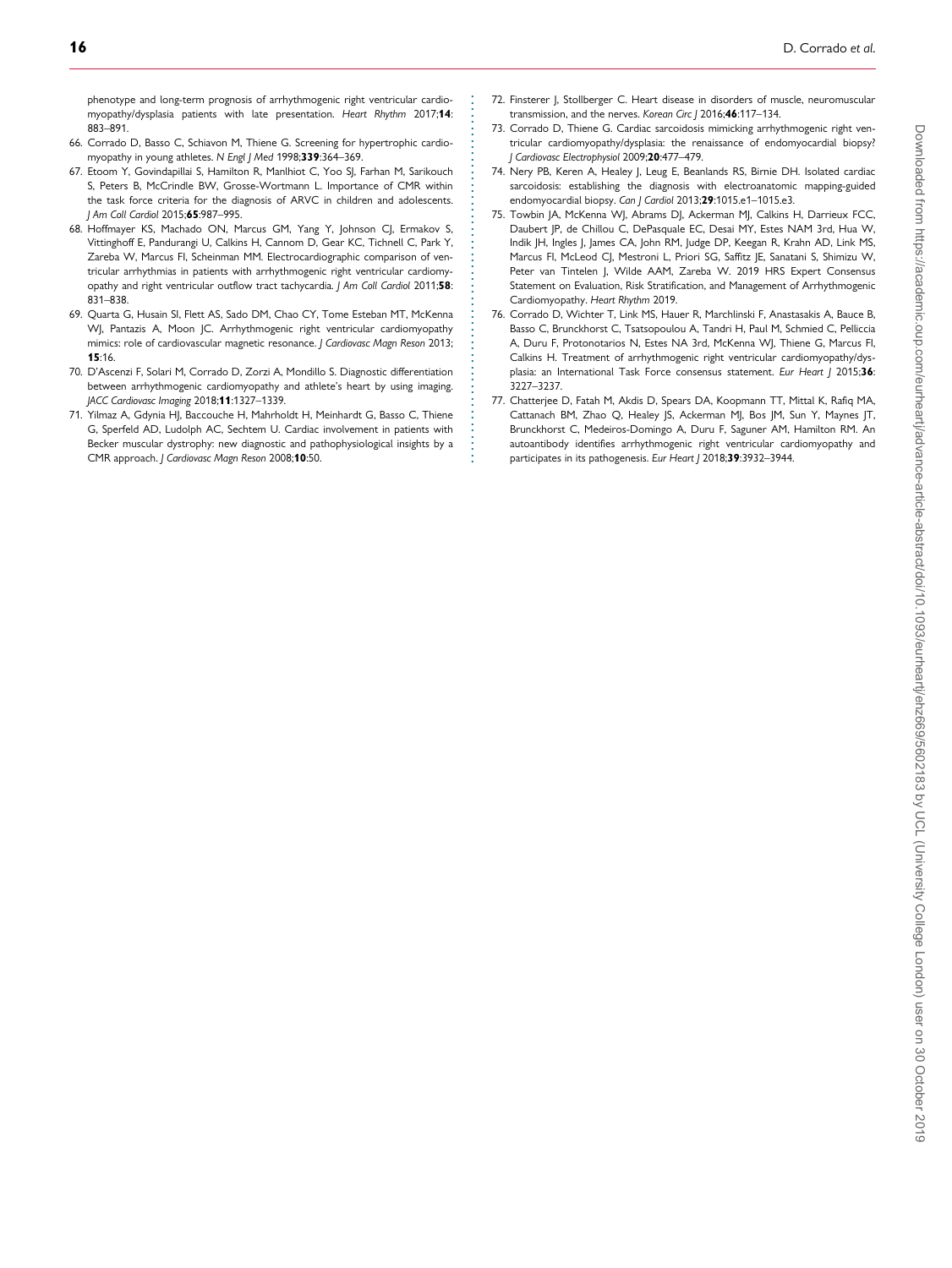phenotype and long-term prognosis of arrhythmogenic right ventricular cardiomyopathy/dysplasia patients with late presentation. *Heart Rhythm* 2017;**14**: 883–891.

66. Corrado D, Basso C, Schiavon M, Thiene G. Screening for hypertrophic cardiomyopathy in young athletes. *N Engl J Med* 1998;**339**:364–369.
67. Etoom Y, Govindapillai S, Hamilton R, Manlhiot C, Yoo SJ, Farhan M, Sarikouch S, Peters B, McCrindle BW, Grosse-Wortmann L. Importance of CMR within the task force criteria for the diagnosis of ARVC in children and adolescents. *J Am Coll Cardiol* 2015;**65**:987–995.
68. Hoffmayer KS, Machado ON, Marcus GM, Yang Y, Johnson CJ, Ermakov S, Vittinghoff E, Pandurangi U, Calkins H, Cannom D, Gear KC, Tichnell C, Park Y, Zareba W, Marcus FI, Scheinman MM. Electrocardiographic comparison of ventricular arrhythmias in patients with arrhythmogenic right ventricular cardiomyopathy and right ventricular outflow tract tachycardia. *J Am Coll Cardiol* 2011;**58**: 831–838.
69. Quarta G, Husain SI, Flett AS, Sado DM, Chao CY, Tome Esteban MT, McKenna WJ, Pantazis A, Moon JC. Arrhythmogenic right ventricular cardiomyopathy mimics: role of cardiovascular magnetic resonance. *J Cardiovasc Magn Reson* 2013; **15**:16.
70. D'Ascenzi F, Solari M, Corrado D, Zorzi A, Mondillo S. Diagnostic differentiation between arrhythmogenic cardiomyopathy and athlete's heart by using imaging. *JACC Cardiovasc Imaging* 2018;**11**:1327–1339.
71. Yilmaz A, Gdynia HJ, Baccouche H, Mahrholdt H, Meinhardt G, Basso C, Thiene G, Sperfeld AD, Ludolph AC, Sechtem U. Cardiac involvement in patients with Becker muscular dystrophy: new diagnostic and pathophysiological insights by a CMR approach. *J Cardiovasc Magn Reson* 2008;**10**:50.
72. Finsterer J, Stollberger C. Heart disease in disorders of muscle, neuromuscular transmission, and the nerves. *Korean Circ J* 2016;**46**:117–134.
73. Corrado D, Thiene G. Cardiac sarcoidosis mimicking arrhythmogenic right ventricular cardiomyopathy/dysplasia: the renaissance of endomyocardial biopsy? *J Cardiovasc Electrophysiol* 2009;**20**:477–479.
74. Nery PB, Keren A, Healey J, Leug E, Beanlands RS, Birnie DH. Isolated cardiac sarcoidosis: establishing the diagnosis with electroanatomic mapping-guided endomyocardial biopsy. *Can J Cardiol* 2013;**29**:1015.e1–1015.e3.
75. Towbin JA, McKenna WJ, Abrams DJ, Ackerman MJ, Calkins H, Darrieux FCC, Daubert JP, de Chillou C, DePasquale EC, Desai MY, Estes NAM 3rd, Hua W, Indik JH, Ingles J, James CA, John RM, Judge DP, Keegan R, Krahn AD, Link MS, Marcus FI, McLeod CJ, Mestroni L, Priori SG, Saffitz JE, Sanatani S, Shimizu W, Peter van Tintelen J, Wilde AAM, Zareba W. 2019 HRS Expert Consensus Statement on Evaluation, Risk Stratification, and Management of Arrhythmogenic Cardiomyopathy. *Heart Rhythm* 2019.
76. Corrado D, Wichter T, Link MS, Hauer R, Marchlinski F, Anastasakis A, Bauce B, Basso C, Brunckhorst C, Tsatsopoulou A, Tandri H, Paul M, Schmied C, Pelliccia A, Duru F, Protonotarios N, Estes NA 3rd, McKenna WJ, Thiene G, Marcus FI, Calkins H. Treatment of arrhythmogenic right ventricular cardiomyopathy/dysplasia: an International Task Force consensus statement. *Eur Heart J* 2015;**36**: 3227–3237.
77. Chatterjee D, Fatah M, Akdis D, Spears DA, Koopmann TT, Mittal K, Rafiq MA, Cattanach BM, Zhao Q, Healey JS, Ackerman MJ, Bos JM, Sun Y, Maynes JT, Brunckhorst C, Medeiros-Domingo A, Duru F, Saguner AM, Hamilton RM. An autoantibody identifies arrhythmogenic right ventricular cardiomyopathy and participates in its pathogenesis. *Eur Heart J* 2018;**39**:3932–3944.